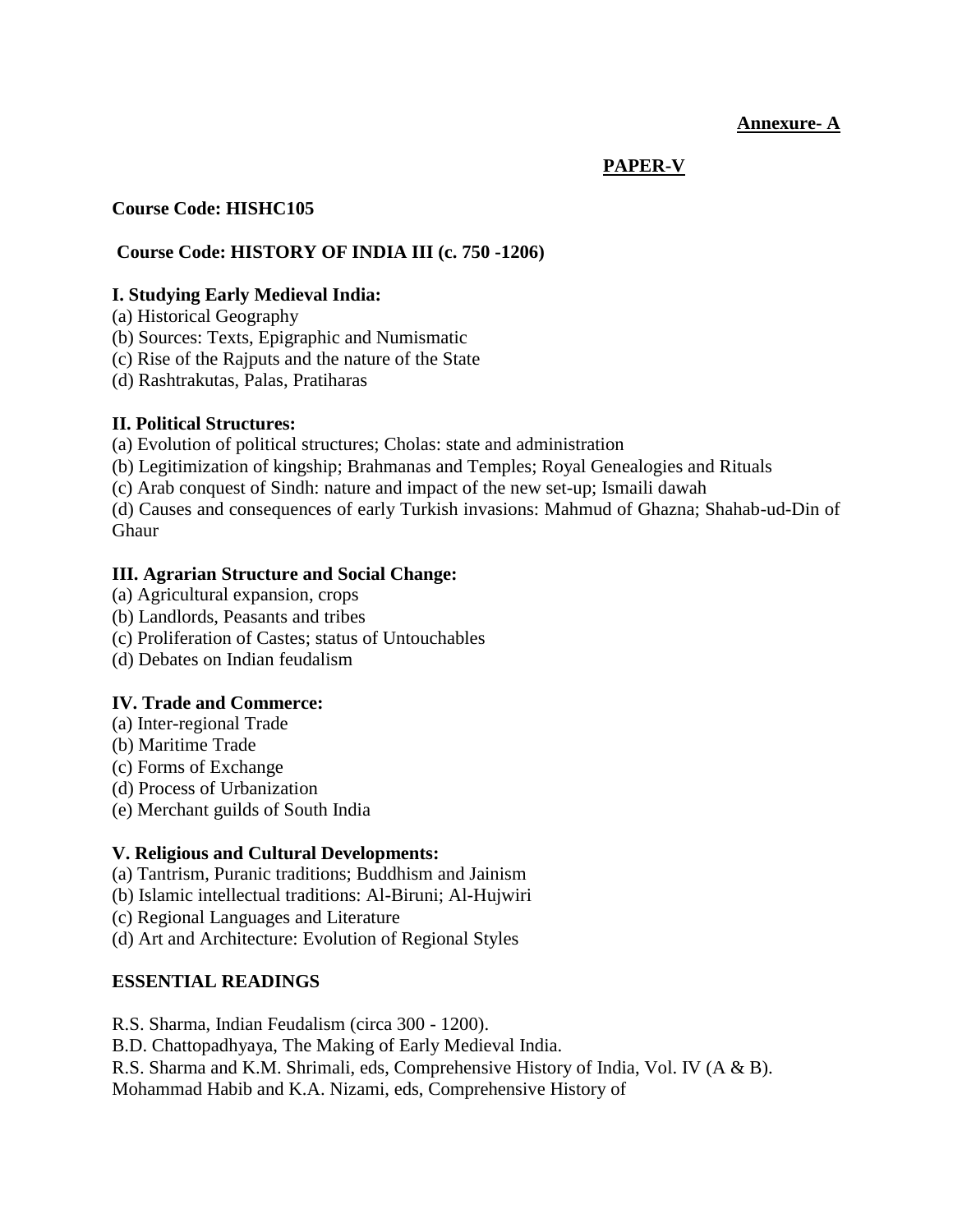**Annexure- A**

**PAPER-V**

**Course Code: HISHC105**

**Course Code: HISTORY OF INDIA III (c. 750 -1206)**

**I. Studying Early Medieval India:**

(a) Historical Geography
(b) Sources: Texts, Epigraphic and Numismatic
(c) Rise of the Rajputs and the nature of the State
(d) Rashtrakutas, Palas, Pratiharas

**II. Political Structures:**

(a) Evolution of political structures; Cholas: state and administration
(b) Legitimization of kingship; Brahmanas and Temples; Royal Genealogies and Rituals
(c) Arab conquest of Sindh: nature and impact of the new set-up; Ismaili dawah
(d) Causes and consequences of early Turkish invasions: Mahmud of Ghazna; Shahab-ud-Din of Ghaur

**III. Agrarian Structure and Social Change:**

(a) Agricultural expansion, crops
(b) Landlords, Peasants and tribes
(c) Proliferation of Castes; status of Untouchables
(d) Debates on Indian feudalism

**IV. Trade and Commerce:**

(a) Inter-regional Trade
(b) Maritime Trade
(c) Forms of Exchange
(d) Process of Urbanization
(e) Merchant guilds of South India

**V. Religious and Cultural Developments:**

(a) Tantrism, Puranic traditions; Buddhism and Jainism
(b) Islamic intellectual traditions: Al-Biruni; Al-Hujwiri
(c) Regional Languages and Literature
(d) Art and Architecture: Evolution of Regional Styles

**ESSENTIAL READINGS**

R.S. Sharma, Indian Feudalism (circa 300 - 1200).
B.D. Chattopadhyaya, The Making of Early Medieval India.
R.S. Sharma and K.M. Shrimali, eds, Comprehensive History of India, Vol. IV (A & B).
Mohammad Habib and K.A. Nizami, eds, Comprehensive History of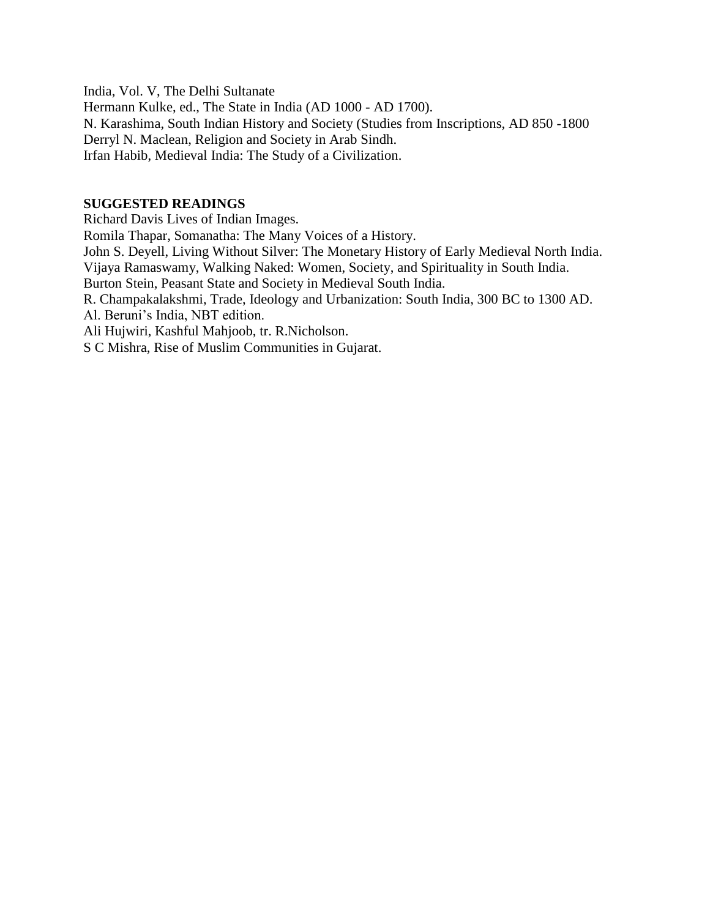India, Vol. V, The Delhi Sultanate
Hermann Kulke, ed., The State in India (AD 1000 - AD 1700).
N. Karashima, South Indian History and Society (Studies from Inscriptions, AD 850 -1800
Derryl N. Maclean, Religion and Society in Arab Sindh.
Irfan Habib, Medieval India: The Study of a Civilization.

**SUGGESTED READINGS**

Richard Davis Lives of Indian Images.
Romila Thapar, Somanatha: The Many Voices of a History.
John S. Deyell, Living Without Silver: The Monetary History of Early Medieval North India.
Vijaya Ramaswamy, Walking Naked: Women, Society, and Spirituality in South India.
Burton Stein, Peasant State and Society in Medieval South India.
R. Champakalakshmi, Trade, Ideology and Urbanization: South India, 300 BC to 1300 AD.
Al. Beruni's India, NBT edition.
Ali Hujwiri, Kashful Mahjoob, tr. R.Nicholson.
S C Mishra, Rise of Muslim Communities in Gujarat.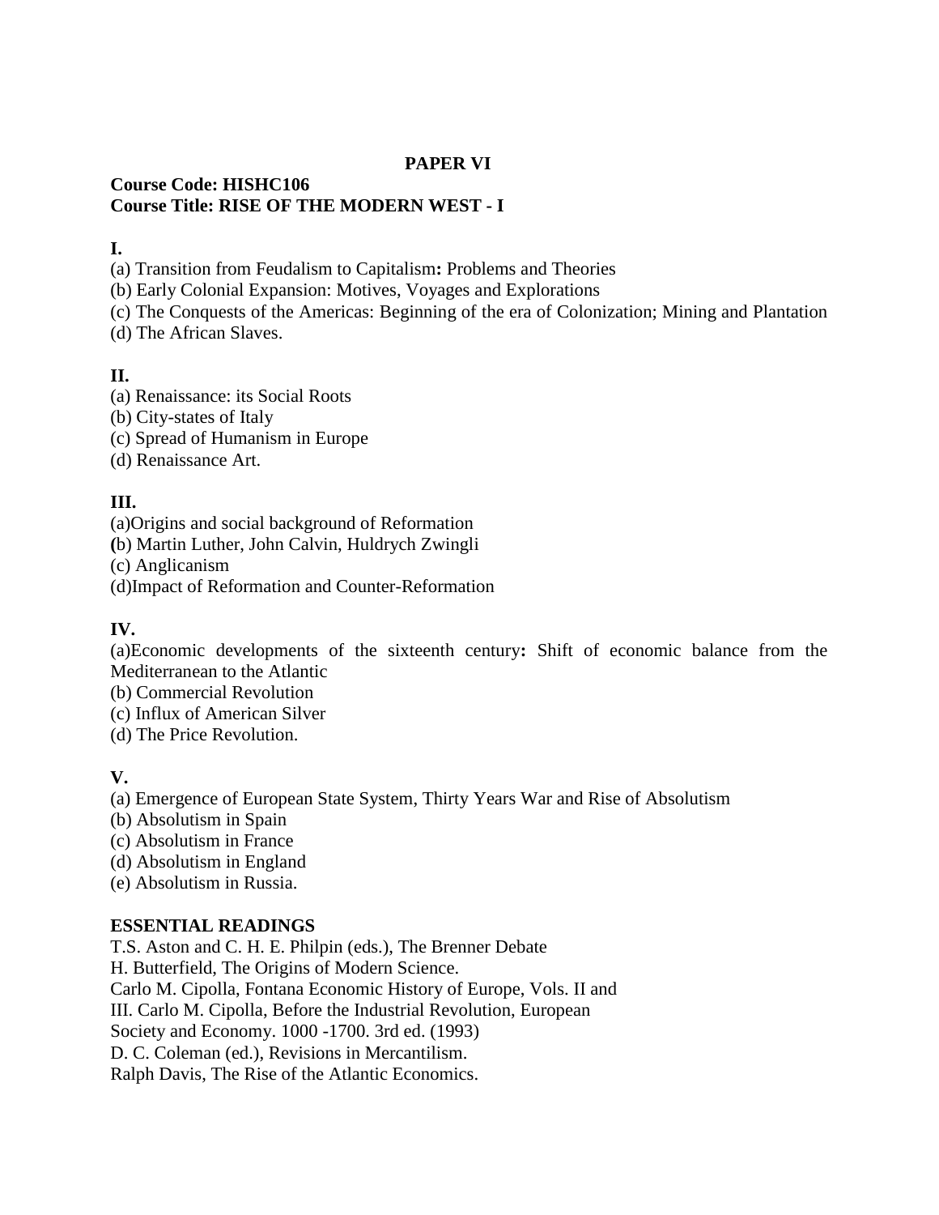**PAPER VI**

**Course Code: HISHC106**
**Course Title: RISE OF THE MODERN WEST - I**

**I.**

(a) Transition from Feudalism to Capitalism**:** Problems and Theories
(b) Early Colonial Expansion: Motives, Voyages and Explorations
(c) The Conquests of the Americas: Beginning of the era of Colonization; Mining and Plantation
(d) The African Slaves.

**II.**

(a) Renaissance: its Social Roots
(b) City-states of Italy
(c) Spread of Humanism in Europe
(d) Renaissance Art.

**III.**

(a)Origins and social background of Reformation
**(**b) Martin Luther, John Calvin, Huldrych Zwingli
(c) Anglicanism
(d)Impact of Reformation and Counter-Reformation

**IV.**

(a)Economic developments of the sixteenth century**:** Shift of economic balance from the Mediterranean to the Atlantic
(b) Commercial Revolution
(c) Influx of American Silver
(d) The Price Revolution.

**V.**

(a) Emergence of European State System, Thirty Years War and Rise of Absolutism
(b) Absolutism in Spain
(c) Absolutism in France
(d) Absolutism in England
(e) Absolutism in Russia.

**ESSENTIAL READINGS**

T.S. Aston and C. H. E. Philpin (eds.), The Brenner Debate
H. Butterfield, The Origins of Modern Science.
Carlo M. Cipolla, Fontana Economic History of Europe, Vols. II and
III. Carlo M. Cipolla, Before the Industrial Revolution, European
Society and Economy. 1000 -1700. 3rd ed. (1993)
D. C. Coleman (ed.), Revisions in Mercantilism.
Ralph Davis, The Rise of the Atlantic Economics.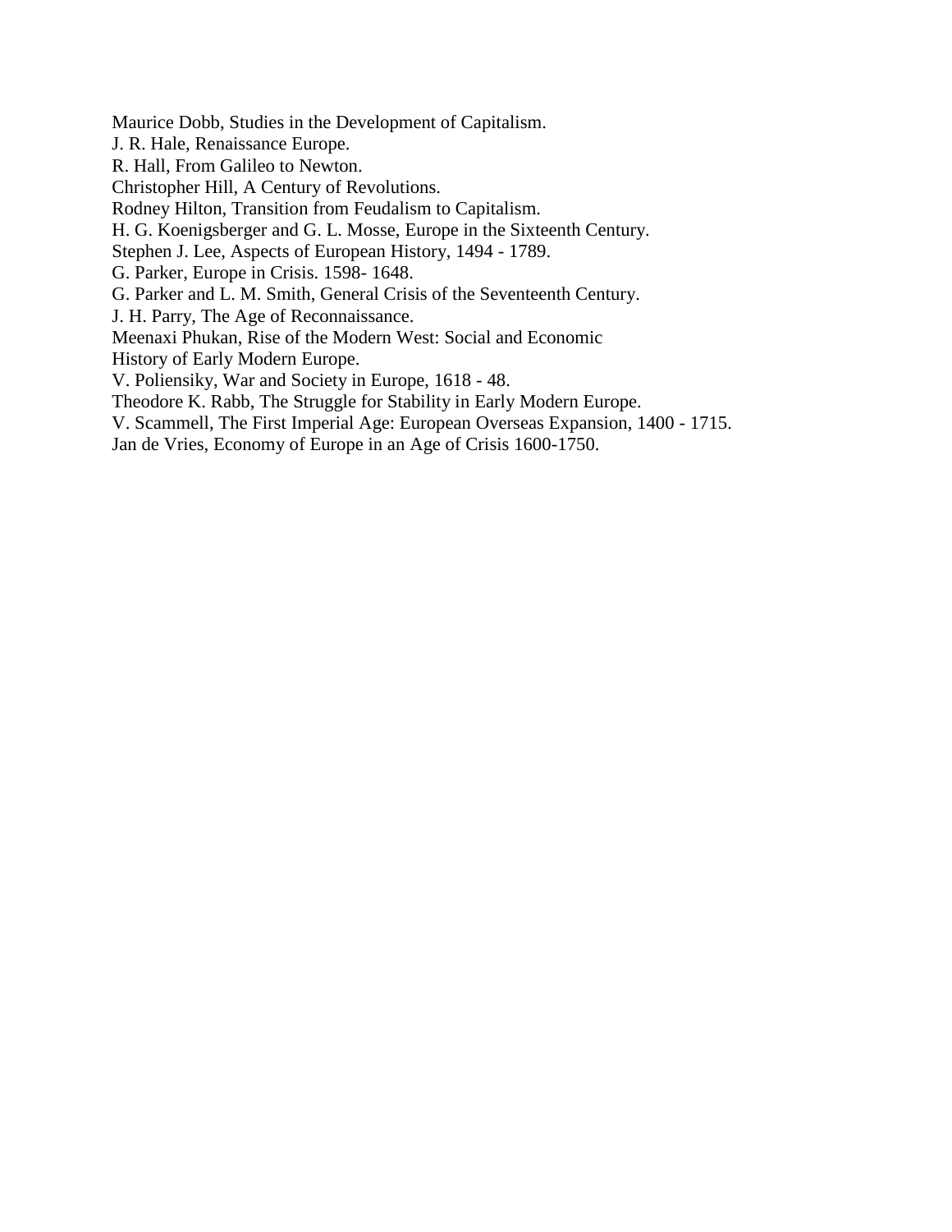Maurice Dobb, Studies in the Development of Capitalism.
J. R. Hale, Renaissance Europe.
R. Hall, From Galileo to Newton.
Christopher Hill, A Century of Revolutions.
Rodney Hilton, Transition from Feudalism to Capitalism.
H. G. Koenigsberger and G. L. Mosse, Europe in the Sixteenth Century.
Stephen J. Lee, Aspects of European History, 1494 - 1789.
G. Parker, Europe in Crisis. 1598- 1648.
G. Parker and L. M. Smith, General Crisis of the Seventeenth Century.
J. H. Parry, The Age of Reconnaissance.
Meenaxi Phukan, Rise of the Modern West: Social and Economic
History of Early Modern Europe.
V. Poliensiky, War and Society in Europe, 1618 - 48.
Theodore K. Rabb, The Struggle for Stability in Early Modern Europe.
V. Scammell, The First Imperial Age: European Overseas Expansion, 1400 - 1715.
Jan de Vries, Economy of Europe in an Age of Crisis 1600-1750.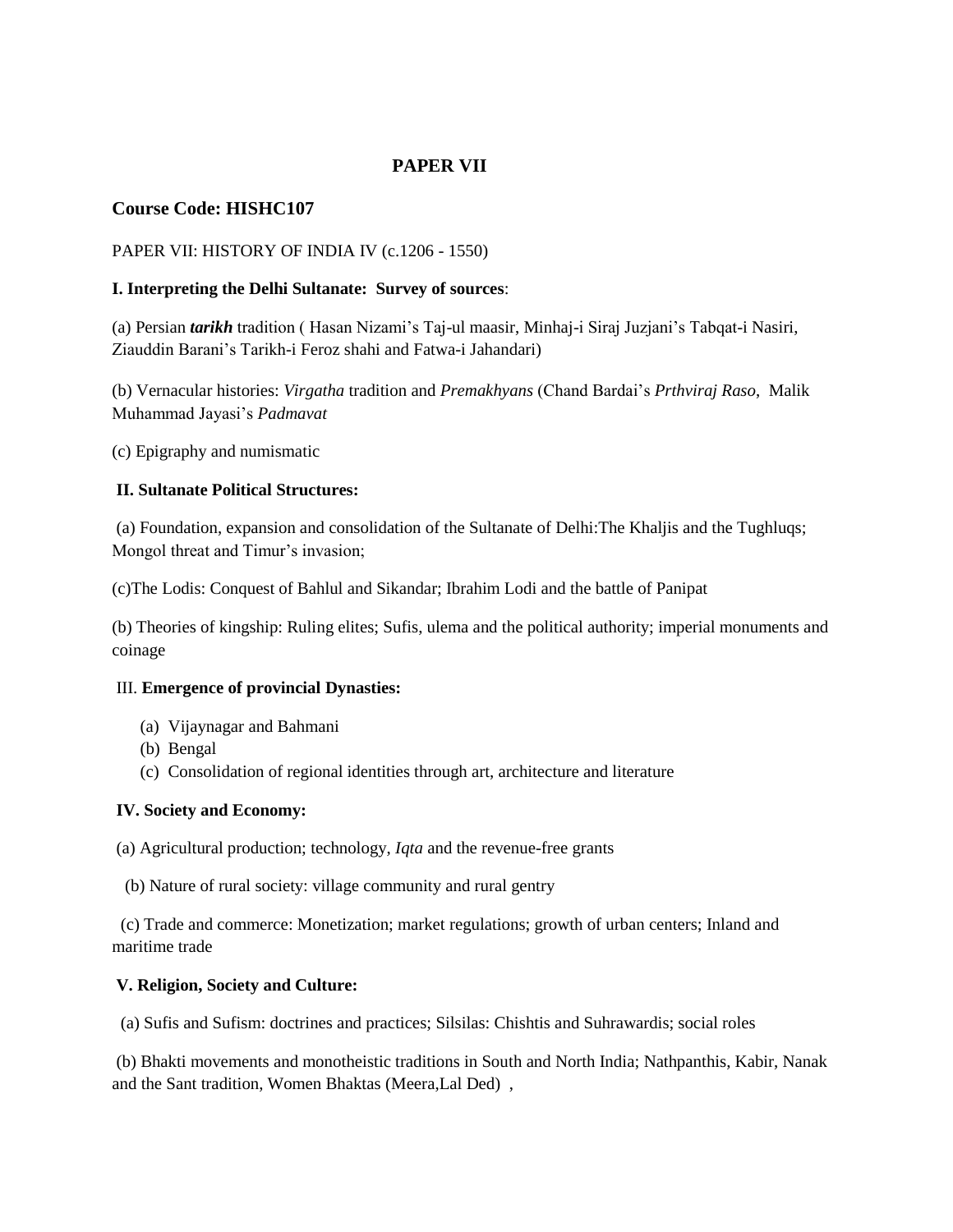# PAPER VII

## Course Code: HISHC107

PAPER VII: HISTORY OF INDIA IV (c.1206 - 1550)

**I. Interpreting the Delhi Sultanate: Survey of sources**:

(a) Persian ***tarikh*** tradition ( Hasan Nizami's Taj-ul maasir, Minhaj-i Siraj Juzjani's Tabqat-i Nasiri, Ziauddin Barani's Tarikh-i Feroz shahi and Fatwa-i Jahandari)

(b) Vernacular histories: *Virgatha* tradition and *Premakhyans* (Chand Bardai's *Prthviraj Raso*, Malik Muhammad Jayasi's *Padmavat*

(c) Epigraphy and numismatic

**II. Sultanate Political Structures:**

(a) Foundation, expansion and consolidation of the Sultanate of Delhi:The Khaljis and the Tughluqs; Mongol threat and Timur's invasion;

(c)The Lodis: Conquest of Bahlul and Sikandar; Ibrahim Lodi and the battle of Panipat

(b) Theories of kingship: Ruling elites; Sufis, ulema and the political authority; imperial monuments and coinage

III. **Emergence of provincial Dynasties:**

(a) Vijaynagar and Bahmani
(b) Bengal
(c) Consolidation of regional identities through art, architecture and literature

**IV. Society and Economy:**

(a) Agricultural production; technology, *Iqta* and the revenue-free grants

(b) Nature of rural society: village community and rural gentry

(c) Trade and commerce: Monetization; market regulations; growth of urban centers; Inland and maritime trade

**V. Religion, Society and Culture:**

(a) Sufis and Sufism: doctrines and practices; Silsilas: Chishtis and Suhrawardis; social roles

(b) Bhakti movements and monotheistic traditions in South and North India; Nathpanthis, Kabir, Nanak and the Sant tradition, Women Bhaktas (Meera,Lal Ded) ,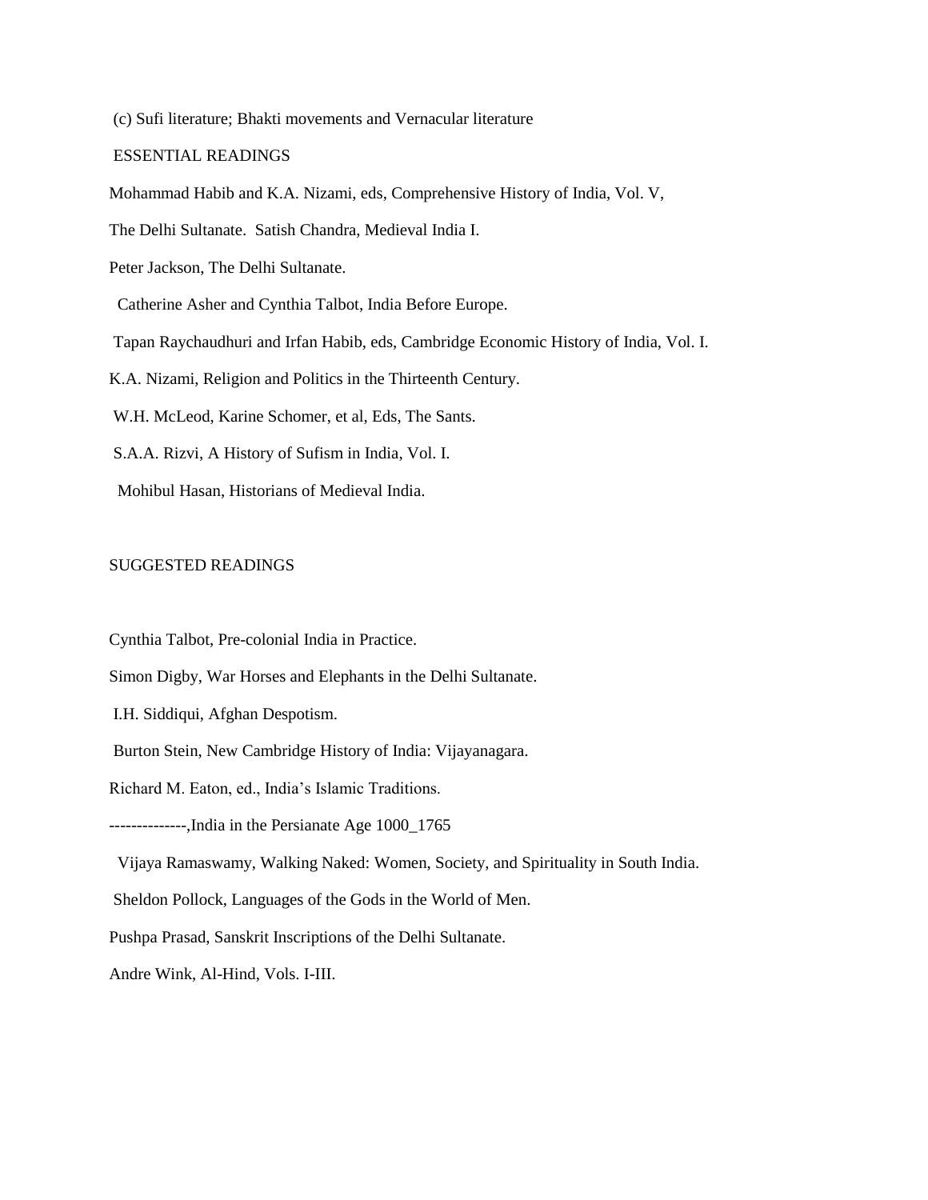(c) Sufi literature; Bhakti movements and Vernacular literature

ESSENTIAL READINGS

Mohammad Habib and K.A. Nizami, eds, Comprehensive History of India, Vol. V,

The Delhi Sultanate. Satish Chandra, Medieval India I.

Peter Jackson, The Delhi Sultanate.

Catherine Asher and Cynthia Talbot, India Before Europe.

Tapan Raychaudhuri and Irfan Habib, eds, Cambridge Economic History of India, Vol. I.

K.A. Nizami, Religion and Politics in the Thirteenth Century.

W.H. McLeod, Karine Schomer, et al, Eds, The Sants.

S.A.A. Rizvi, A History of Sufism in India, Vol. I.

Mohibul Hasan, Historians of Medieval India.

SUGGESTED READINGS

Cynthia Talbot, Pre-colonial India in Practice.

Simon Digby, War Horses and Elephants in the Delhi Sultanate.

I.H. Siddiqui, Afghan Despotism.

Burton Stein, New Cambridge History of India: Vijayanagara.

Richard M. Eaton, ed., India's Islamic Traditions.

--------------,India in the Persianate Age 1000_1765

Vijaya Ramaswamy, Walking Naked: Women, Society, and Spirituality in South India.

Sheldon Pollock, Languages of the Gods in the World of Men.

Pushpa Prasad, Sanskrit Inscriptions of the Delhi Sultanate.

Andre Wink, Al-Hind, Vols. I-III.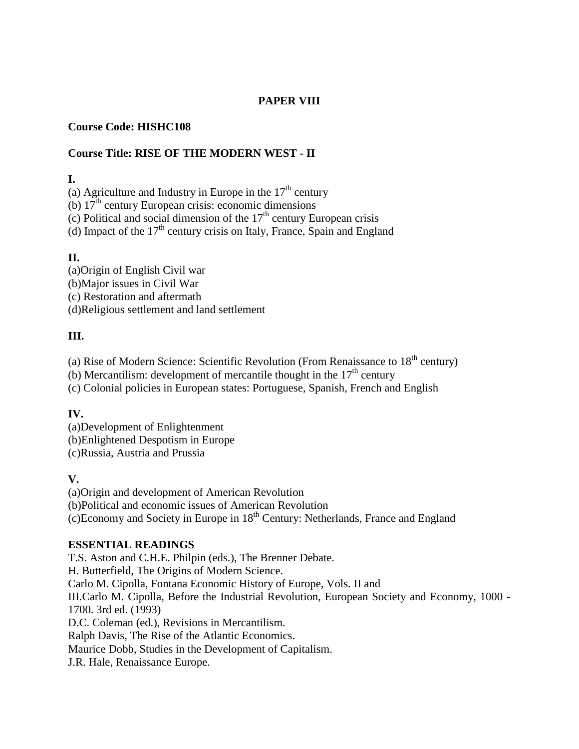**PAPER VIII**

**Course Code: HISHC108**

**Course Title: RISE OF THE MODERN WEST - II**

**I.**

(a) Agriculture and Industry in Europe in the 17$^{th}$ century
(b) 17$^{th}$ century European crisis: economic dimensions
(c) Political and social dimension of the 17$^{th}$ century European crisis
(d) Impact of the 17$^{th}$ century crisis on Italy, France, Spain and England

**II.**

(a)Origin of English Civil war
(b)Major issues in Civil War
(c) Restoration and aftermath
(d)Religious settlement and land settlement

**III.**

(a) Rise of Modern Science: Scientific Revolution (From Renaissance to 18$^{th}$ century)
(b) Mercantilism: development of mercantile thought in the 17$^{th}$ century
(c) Colonial policies in European states: Portuguese, Spanish, French and English

**IV.**

(a)Development of Enlightenment
(b)Enlightened Despotism in Europe
(c)Russia, Austria and Prussia

**V.**

(a)Origin and development of American Revolution
(b)Political and economic issues of American Revolution
(c)Economy and Society in Europe in 18$^{th}$ Century: Netherlands, France and England

**ESSENTIAL READINGS**

T.S. Aston and C.H.E. Philpin (eds.), The Brenner Debate.
H. Butterfield, The Origins of Modern Science.
Carlo M. Cipolla, Fontana Economic History of Europe, Vols. II and
III.Carlo M. Cipolla, Before the Industrial Revolution, European Society and Economy, 1000 - 1700. 3rd ed. (1993)
D.C. Coleman (ed.), Revisions in Mercantilism.
Ralph Davis, The Rise of the Atlantic Economics.
Maurice Dobb, Studies in the Development of Capitalism.
J.R. Hale, Renaissance Europe.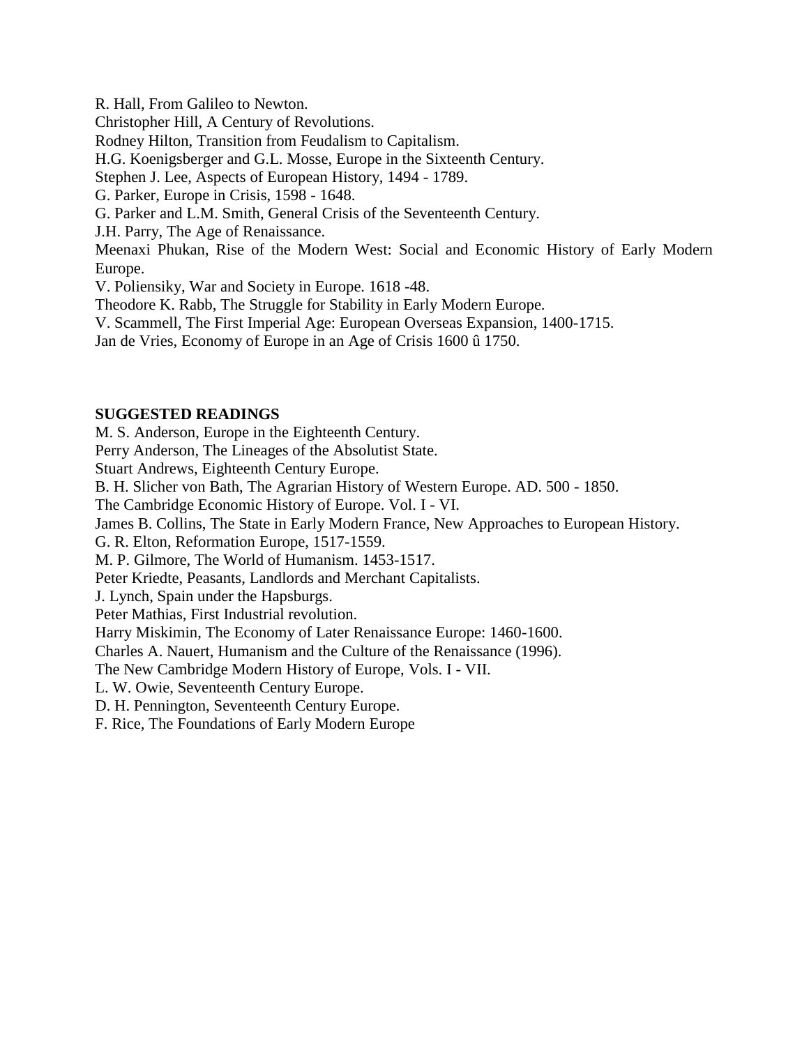R. Hall, From Galileo to Newton.
Christopher Hill, A Century of Revolutions.
Rodney Hilton, Transition from Feudalism to Capitalism.
H.G. Koenigsberger and G.L. Mosse, Europe in the Sixteenth Century.
Stephen J. Lee, Aspects of European History, 1494 - 1789.
G. Parker, Europe in Crisis, 1598 - 1648.
G. Parker and L.M. Smith, General Crisis of the Seventeenth Century.
J.H. Parry, The Age of Renaissance.
Meenaxi Phukan, Rise of the Modern West: Social and Economic History of Early Modern Europe.
V. Poliensiky, War and Society in Europe. 1618 -48.
Theodore K. Rabb, The Struggle for Stability in Early Modern Europe.
V. Scammell, The First Imperial Age: European Overseas Expansion, 1400-1715.
Jan de Vries, Economy of Europe in an Age of Crisis 1600 û 1750.

**SUGGESTED READINGS**

M. S. Anderson, Europe in the Eighteenth Century.
Perry Anderson, The Lineages of the Absolutist State.
Stuart Andrews, Eighteenth Century Europe.
B. H. Slicher von Bath, The Agrarian History of Western Europe. AD. 500 - 1850.
The Cambridge Economic History of Europe. Vol. I - VI.
James B. Collins, The State in Early Modern France, New Approaches to European History.
G. R. Elton, Reformation Europe, 1517-1559.
M. P. Gilmore, The World of Humanism. 1453-1517.
Peter Kriedte, Peasants, Landlords and Merchant Capitalists.
J. Lynch, Spain under the Hapsburgs.
Peter Mathias, First Industrial revolution.
Harry Miskimin, The Economy of Later Renaissance Europe: 1460-1600.
Charles A. Nauert, Humanism and the Culture of the Renaissance (1996).
The New Cambridge Modern History of Europe, Vols. I - VII.
L. W. Owie, Seventeenth Century Europe.
D. H. Pennington, Seventeenth Century Europe.
F. Rice, The Foundations of Early Modern Europe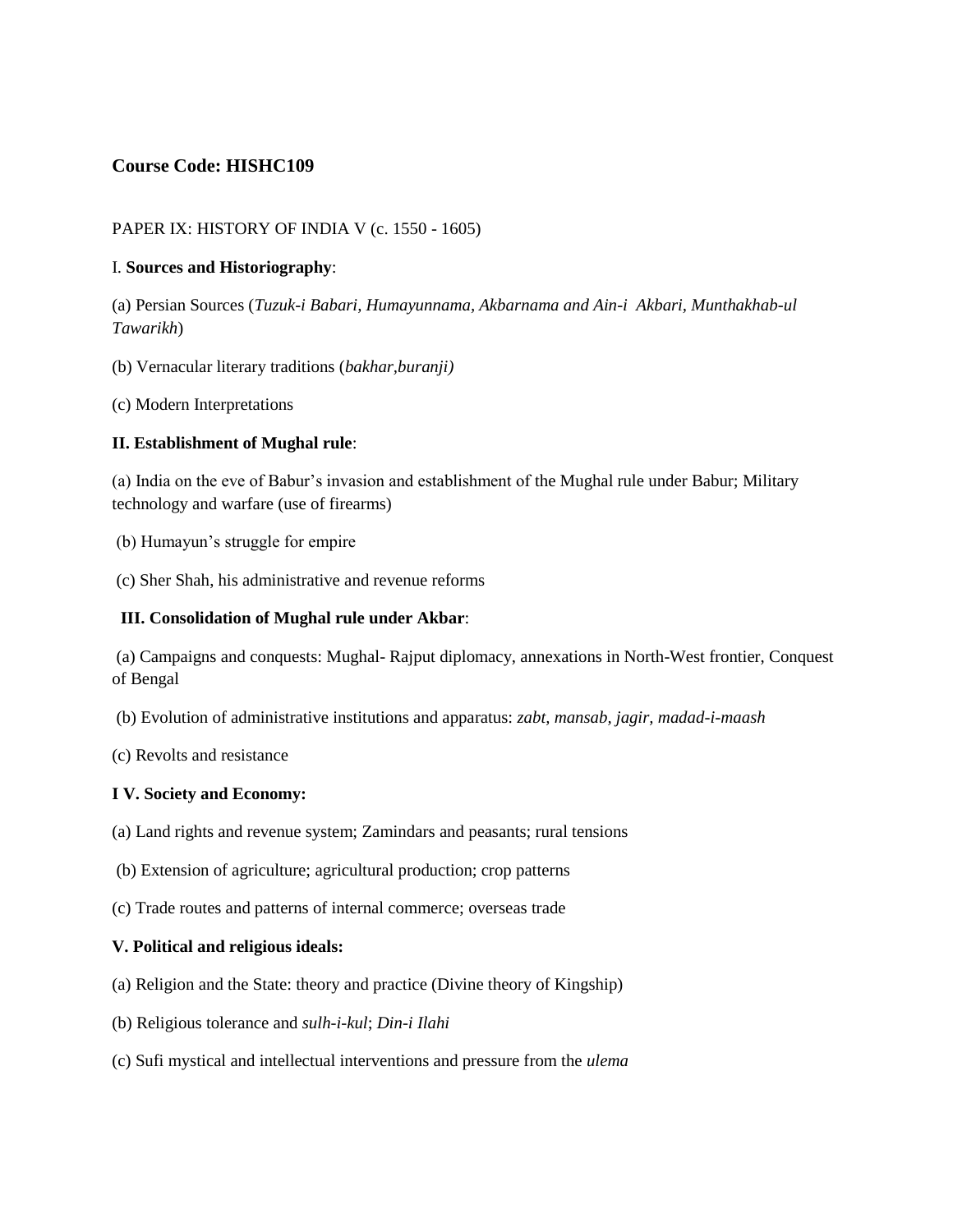**Course Code: HISHC109**

PAPER IX: HISTORY OF INDIA V (c. 1550 - 1605)

I. **Sources and Historiography**:

(a) Persian Sources (*Tuzuk-i Babari, Humayunnama, Akbarnama and Ain-i Akbari, Munthakhab-ul Tawarikh*)

(b) Vernacular literary traditions (*bakhar,buranji)*

(c) Modern Interpretations

**II. Establishment of Mughal rule**:

(a) India on the eve of Babur's invasion and establishment of the Mughal rule under Babur; Military technology and warfare (use of firearms)

(b) Humayun's struggle for empire

(c) Sher Shah, his administrative and revenue reforms

**III. Consolidation of Mughal rule under Akbar**:

(a) Campaigns and conquests: Mughal- Rajput diplomacy, annexations in North-West frontier, Conquest of Bengal

(b) Evolution of administrative institutions and apparatus: *zabt, mansab, jagir, madad-i-maash*

(c) Revolts and resistance

**I V. Society and Economy:**

(a) Land rights and revenue system; Zamindars and peasants; rural tensions

(b) Extension of agriculture; agricultural production; crop patterns

(c) Trade routes and patterns of internal commerce; overseas trade

**V. Political and religious ideals:**

(a) Religion and the State: theory and practice (Divine theory of Kingship)

(b) Religious tolerance and *sulh-i-kul*; *Din-i Ilahi*

(c) Sufi mystical and intellectual interventions and pressure from the *ulema*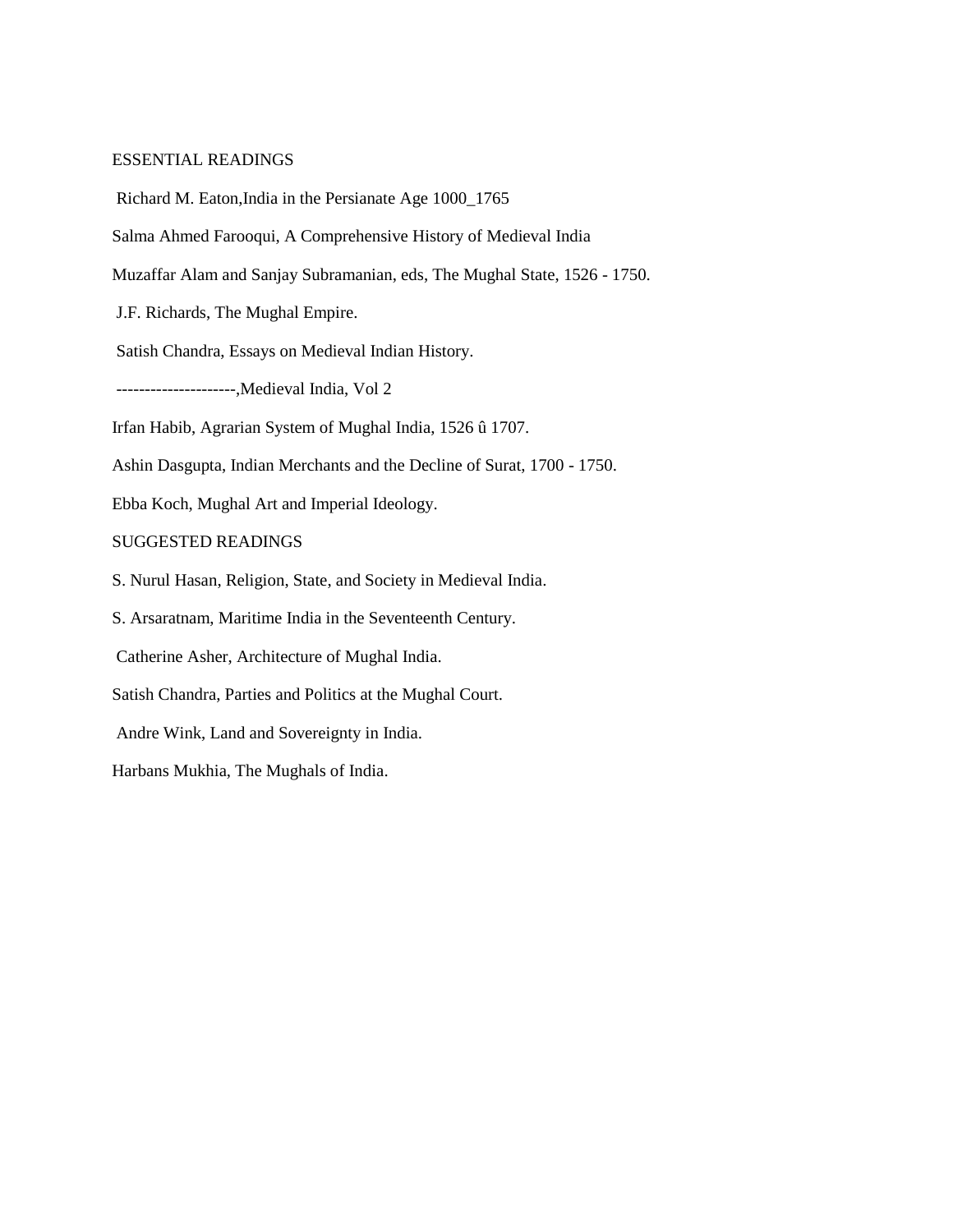ESSENTIAL READINGS

Richard M. Eaton,India in the Persianate Age 1000_1765

Salma Ahmed Farooqui, A Comprehensive History of Medieval India

Muzaffar Alam and Sanjay Subramanian, eds, The Mughal State, 1526 - 1750.

J.F. Richards, The Mughal Empire.

Satish Chandra, Essays on Medieval Indian History.

---------------------,Medieval India, Vol 2

Irfan Habib, Agrarian System of Mughal India, 1526 û 1707.

Ashin Dasgupta, Indian Merchants and the Decline of Surat, 1700 - 1750.

Ebba Koch, Mughal Art and Imperial Ideology.

SUGGESTED READINGS

S. Nurul Hasan, Religion, State, and Society in Medieval India.

S. Arsaratnam, Maritime India in the Seventeenth Century.

Catherine Asher, Architecture of Mughal India.

Satish Chandra, Parties and Politics at the Mughal Court.

Andre Wink, Land and Sovereignty in India.

Harbans Mukhia, The Mughals of India.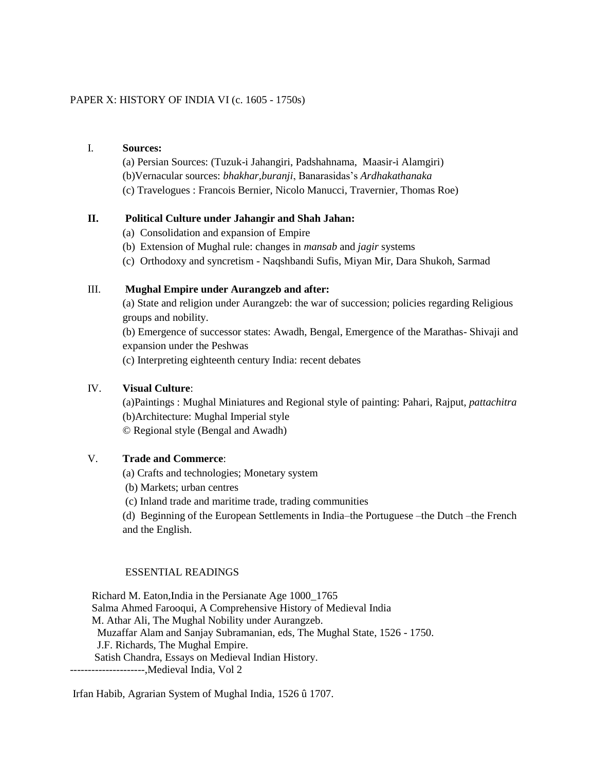PAPER X: HISTORY OF INDIA VI (c. 1605 - 1750s)

I. **Sources:**

(a) Persian Sources: (Tuzuk-i Jahangiri, Padshahnama, Maasir-i Alamgiri)
(b)Vernacular sources: *bhakhar*,*buranji*, Banarasidas's *Ardhakathanaka*
(c) Travelogues : Francois Bernier, Nicolo Manucci, Travernier, Thomas Roe)

**II. Political Culture under Jahangir and Shah Jahan:**

(a) Consolidation and expansion of Empire
(b) Extension of Mughal rule: changes in *mansab* and *jagir* systems
(c) Orthodoxy and syncretism - Naqshbandi Sufis, Miyan Mir, Dara Shukoh, Sarmad

III. **Mughal Empire under Aurangzeb and after:**

(a) State and religion under Aurangzeb: the war of succession; policies regarding Religious groups and nobility.
(b) Emergence of successor states: Awadh, Bengal, Emergence of the Marathas- Shivaji and expansion under the Peshwas
(c) Interpreting eighteenth century India: recent debates

IV. **Visual Culture**:

(a)Paintings : Mughal Miniatures and Regional style of painting: Pahari, Rajput, *pattachitra*
(b)Architecture: Mughal Imperial style
© Regional style (Bengal and Awadh)

V. **Trade and Commerce**:

(a) Crafts and technologies; Monetary system
(b) Markets; urban centres
(c) Inland trade and maritime trade, trading communities
(d) Beginning of the European Settlements in India–the Portuguese –the Dutch –the French and the English.

ESSENTIAL READINGS

Richard M. Eaton,India in the Persianate Age 1000_1765
Salma Ahmed Farooqui, A Comprehensive History of Medieval India
M. Athar Ali, The Mughal Nobility under Aurangzeb.
Muzaffar Alam and Sanjay Subramanian, eds, The Mughal State, 1526 - 1750.
J.F. Richards, The Mughal Empire.
Satish Chandra, Essays on Medieval Indian History.
---------------------,Medieval India, Vol 2

Irfan Habib, Agrarian System of Mughal India, 1526 û 1707.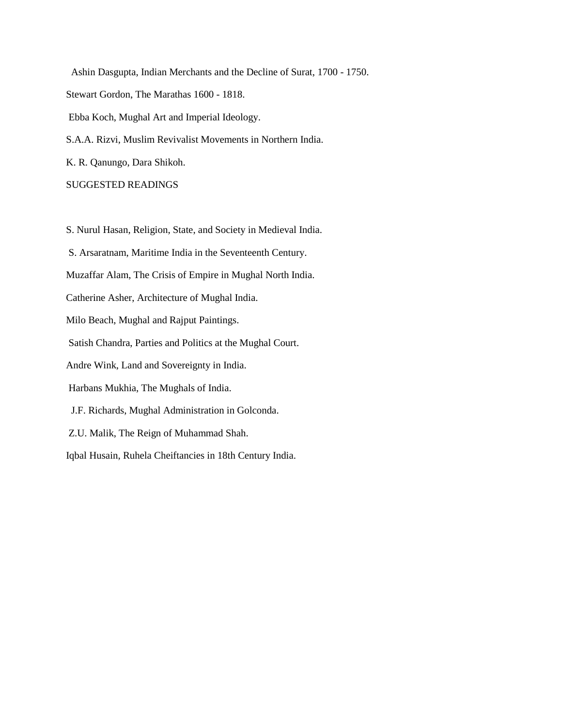Ashin Dasgupta, Indian Merchants and the Decline of Surat, 1700 - 1750.

Stewart Gordon, The Marathas 1600 - 1818.

Ebba Koch, Mughal Art and Imperial Ideology.

S.A.A. Rizvi, Muslim Revivalist Movements in Northern India.

K. R. Qanungo, Dara Shikoh.

SUGGESTED READINGS

S. Nurul Hasan, Religion, State, and Society in Medieval India.

S. Arsaratnam, Maritime India in the Seventeenth Century.

Muzaffar Alam, The Crisis of Empire in Mughal North India.

Catherine Asher, Architecture of Mughal India.

Milo Beach, Mughal and Rajput Paintings.

Satish Chandra, Parties and Politics at the Mughal Court.

Andre Wink, Land and Sovereignty in India.

Harbans Mukhia, The Mughals of India.

J.F. Richards, Mughal Administration in Golconda.

Z.U. Malik, The Reign of Muhammad Shah.

Iqbal Husain, Ruhela Cheiftancies in 18th Century India.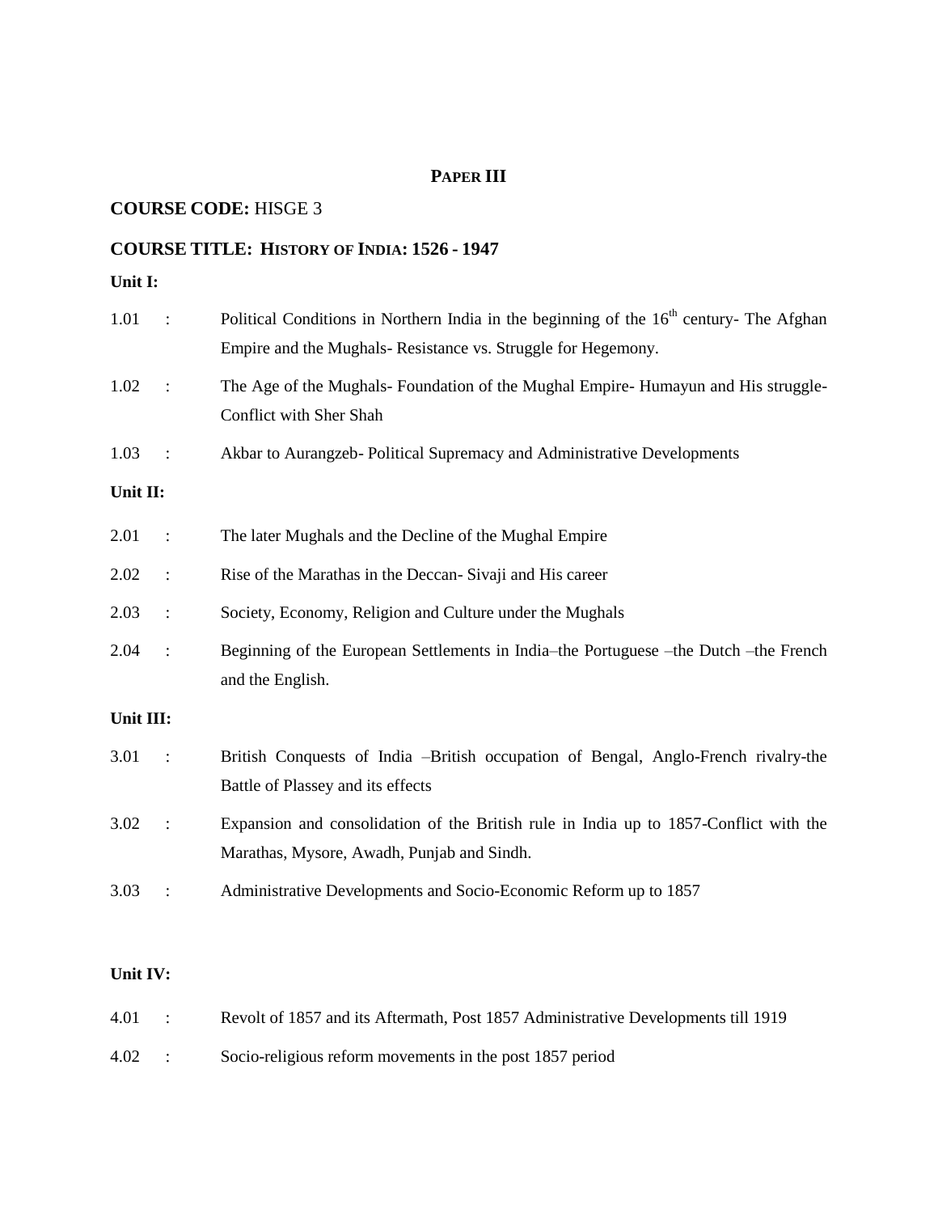## PAPER III

**COURSE CODE:** HISGE 3

**COURSE TITLE: HISTORY OF INDIA: 1526 - 1947**

**Unit I:**

1.01 : Political Conditions in Northern India in the beginning of the 16th century- The Afghan Empire and the Mughals- Resistance vs. Struggle for Hegemony.

1.02 : The Age of the Mughals- Foundation of the Mughal Empire- Humayun and His struggle- Conflict with Sher Shah

1.03 : Akbar to Aurangzeb- Political Supremacy and Administrative Developments

**Unit II:**

2.01 : The later Mughals and the Decline of the Mughal Empire

2.02 : Rise of the Marathas in the Deccan- Sivaji and His career

2.03 : Society, Economy, Religion and Culture under the Mughals

2.04 : Beginning of the European Settlements in India–the Portuguese –the Dutch –the French and the English.

**Unit III:**

3.01 : British Conquests of India –British occupation of Bengal, Anglo-French rivalry-the Battle of Plassey and its effects

3.02 : Expansion and consolidation of the British rule in India up to 1857-Conflict with the Marathas, Mysore, Awadh, Punjab and Sindh.

3.03 : Administrative Developments and Socio-Economic Reform up to 1857

**Unit IV:**

4.01 : Revolt of 1857 and its Aftermath, Post 1857 Administrative Developments till 1919

4.02 : Socio-religious reform movements in the post 1857 period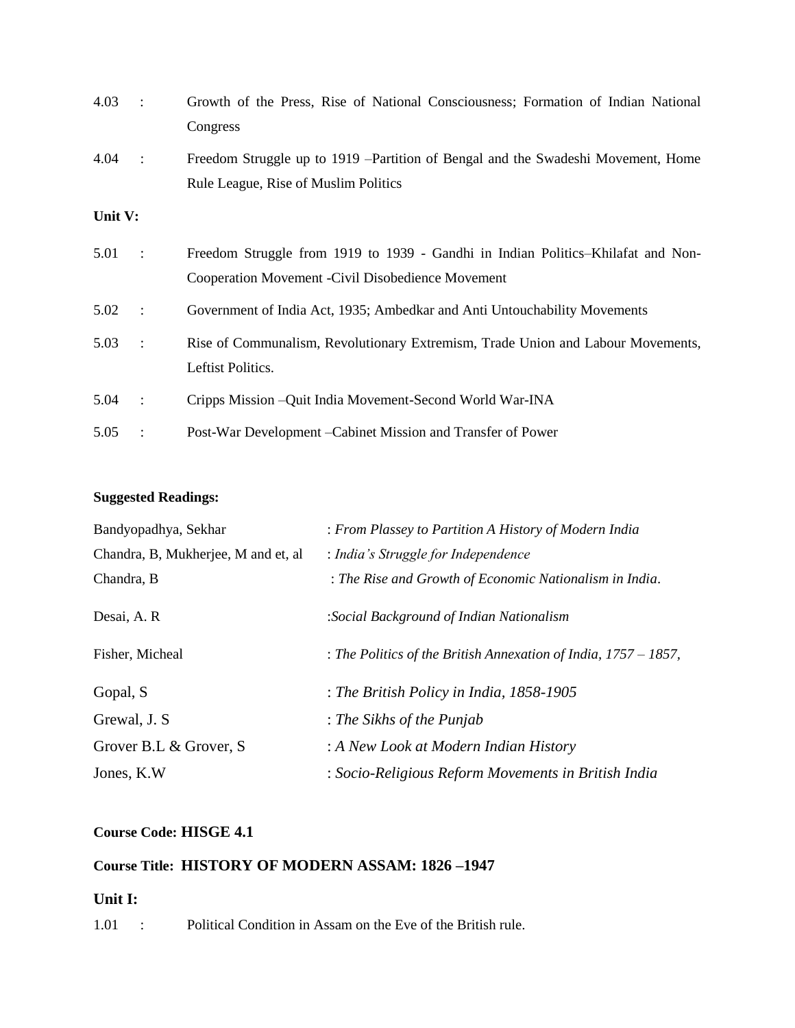4.03 : Growth of the Press, Rise of National Consciousness; Formation of Indian National Congress

4.04 : Freedom Struggle up to 1919 –Partition of Bengal and the Swadeshi Movement, Home Rule League, Rise of Muslim Politics

**Unit V:**

5.01 : Freedom Struggle from 1919 to 1939 - Gandhi in Indian Politics–Khilafat and Non-Cooperation Movement -Civil Disobedience Movement

5.02 : Government of India Act, 1935; Ambedkar and Anti Untouchability Movements

5.03 : Rise of Communalism, Revolutionary Extremism, Trade Union and Labour Movements, Leftist Politics.

5.04 : Cripps Mission –Quit India Movement-Second World War-INA

5.05 : Post-War Development –Cabinet Mission and Transfer of Power

**Suggested Readings:**

| | |
|---|---|
| Bandyopadhya, Sekhar | : *From Plassey to Partition A History of Modern India* |
| Chandra, B, Mukherjee, M and et, al | : *India's Struggle for Independence* |
| Chandra, B | : *The Rise and Growth of Economic Nationalism in India*. |
| Desai, A. R | :*Social Background of Indian Nationalism* |
| Fisher, Micheal | : *The Politics of the British Annexation of India, 1757 – 1857,* |
| Gopal, S | : *The British Policy in India, 1858-1905* |
| Grewal, J. S | : *The Sikhs of the Punjab* |
| Grover B.L & Grover, S | : *A New Look at Modern Indian History* |
| Jones, K.W | : *Socio-Religious Reform Movements in British India* |

**Course Code: HISGE 4.1**

**Course Title: HISTORY OF MODERN ASSAM: 1826 –1947**

**Unit I:**

1.01 : Political Condition in Assam on the Eve of the British rule.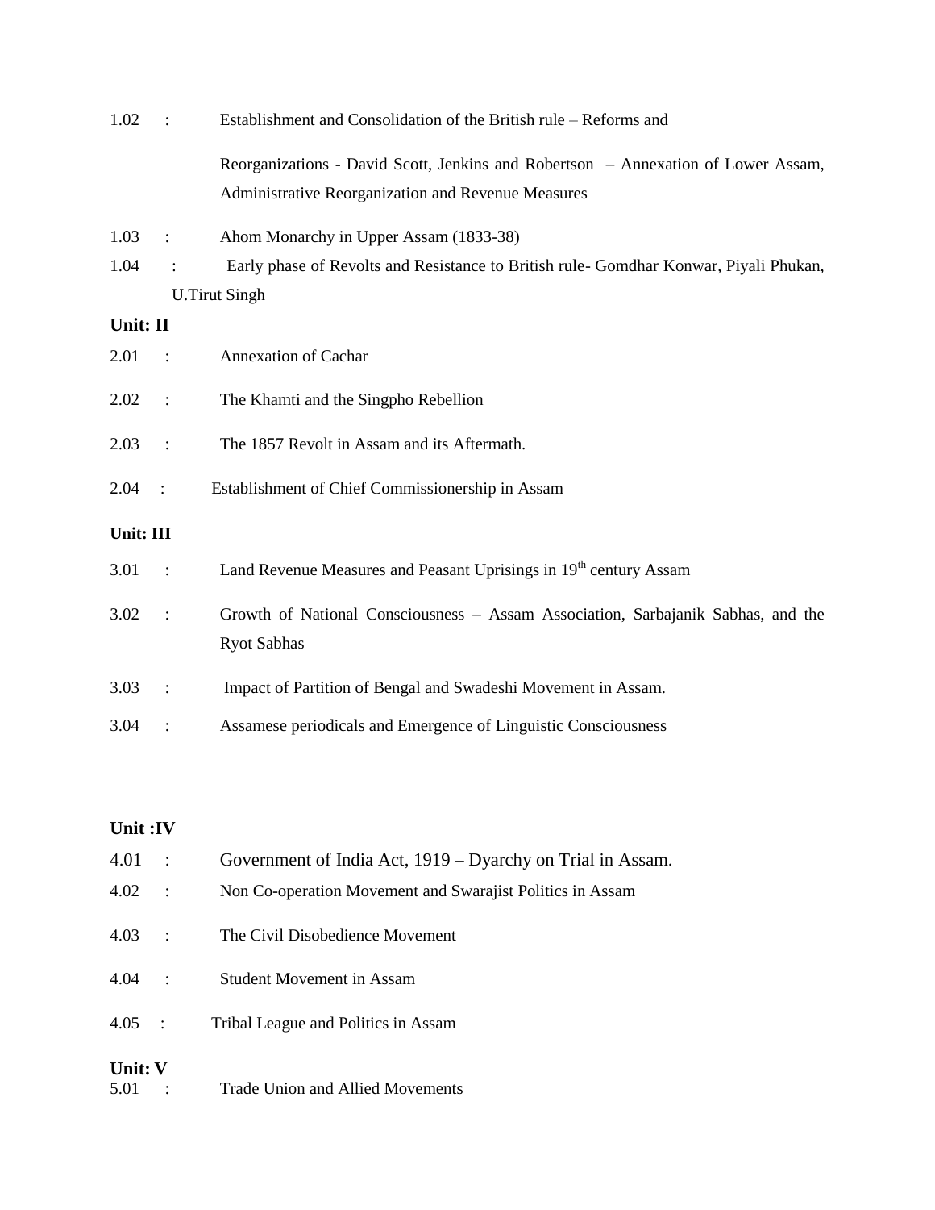1.02 : Establishment and Consolidation of the British rule – Reforms and Reorganizations - David Scott, Jenkins and Robertson – Annexation of Lower Assam, Administrative Reorganization and Revenue Measures

1.03 : Ahom Monarchy in Upper Assam (1833-38)

1.04 : Early phase of Revolts and Resistance to British rule- Gomdhar Konwar, Piyali Phukan, U.Tirut Singh

**Unit: II**

2.01 : Annexation of Cachar

2.02 : The Khamti and the Singpho Rebellion

2.03 : The 1857 Revolt in Assam and its Aftermath.

2.04 : Establishment of Chief Commissionership in Assam

**Unit: III**

3.01 : Land Revenue Measures and Peasant Uprisings in 19th century Assam

3.02 : Growth of National Consciousness – Assam Association, Sarbajanik Sabhas, and the Ryot Sabhas

3.03 : Impact of Partition of Bengal and Swadeshi Movement in Assam.

3.04 : Assamese periodicals and Emergence of Linguistic Consciousness

**Unit :IV**

4.01 : Government of India Act, 1919 – Dyarchy on Trial in Assam.

4.02 : Non Co-operation Movement and Swarajist Politics in Assam

4.03 : The Civil Disobedience Movement

4.04 : Student Movement in Assam

4.05 : Tribal League and Politics in Assam

**Unit: V**

5.01 : Trade Union and Allied Movements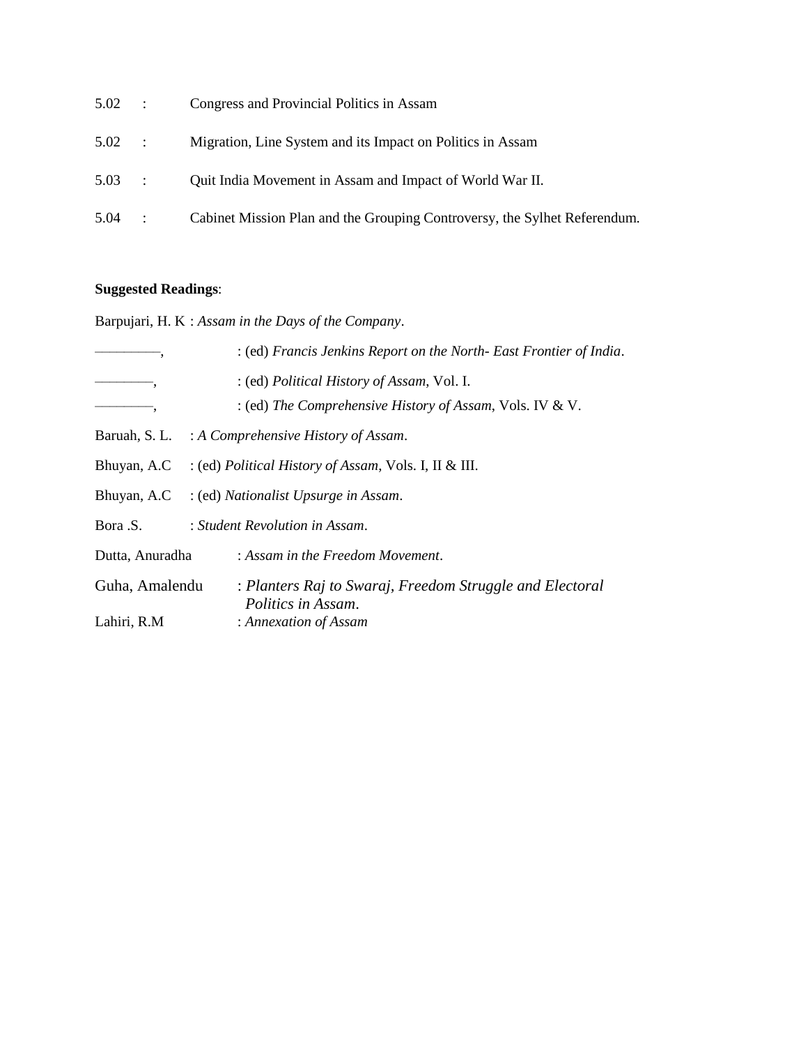5.02 : Congress and Provincial Politics in Assam

5.02 : Migration, Line System and its Impact on Politics in Assam

5.03 : Quit India Movement in Assam and Impact of World War II.

5.04 : Cabinet Mission Plan and the Grouping Controversy, the Sylhet Referendum.

**Suggested Readings**:

Barpujari, H. K : *Assam in the Days of the Company*.

————, : (ed) *Francis Jenkins Report on the North- East Frontier of India*.

————, : (ed) *Political History of Assam*, Vol. I.

————, : (ed) *The Comprehensive History of Assam,* Vols. IV & V.

Baruah, S. L. : *A Comprehensive History of Assam*.

Bhuyan, A.C : (ed) *Political History of Assam*, Vols. I, II & III.

Bhuyan, A.C : (ed) *Nationalist Upsurge in Assam*.

Bora .S. : *Student Revolution in Assam*.

Dutta, Anuradha : *Assam in the Freedom Movement*.

Guha, Amalendu : *Planters Raj to Swaraj, Freedom Struggle and Electoral Politics in Assam*.

Lahiri, R.M : *Annexation of Assam*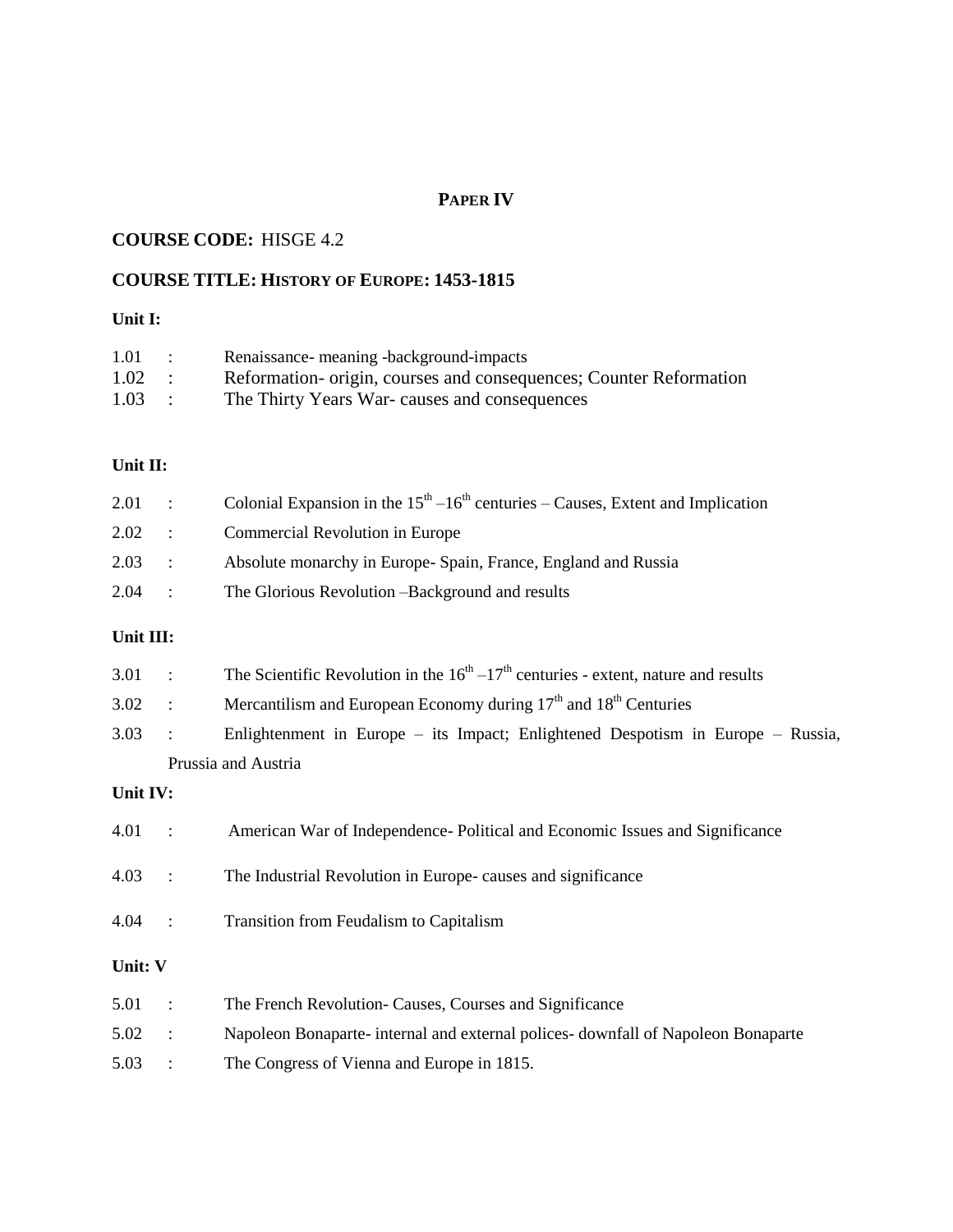## PAPER IV

**COURSE CODE:** HISGE 4.2

**COURSE TITLE: HISTORY OF EUROPE: 1453-1815**

**Unit I:**

1.01 : Renaissance- meaning -background-impacts
1.02 : Reformation- origin, courses and consequences; Counter Reformation
1.03 : The Thirty Years War- causes and consequences

**Unit II:**

2.01 : Colonial Expansion in the $15^{th}$ –$16^{th}$ centuries – Causes, Extent and Implication
2.02 : Commercial Revolution in Europe
2.03 : Absolute monarchy in Europe- Spain, France, England and Russia
2.04 : The Glorious Revolution –Background and results

**Unit III:**

3.01 : The Scientific Revolution in the $16^{th}$ –$17^{th}$ centuries - extent, nature and results
3.02 : Mercantilism and European Economy during $17^{th}$ and $18^{th}$ Centuries
3.03 : Enlightenment in Europe – its Impact; Enlightened Despotism in Europe – Russia, Prussia and Austria

**Unit IV:**

4.01 : American War of Independence- Political and Economic Issues and Significance
4.03 : The Industrial Revolution in Europe- causes and significance
4.04 : Transition from Feudalism to Capitalism

**Unit: V**

5.01 : The French Revolution- Causes, Courses and Significance
5.02 : Napoleon Bonaparte- internal and external polices- downfall of Napoleon Bonaparte
5.03 : The Congress of Vienna and Europe in 1815.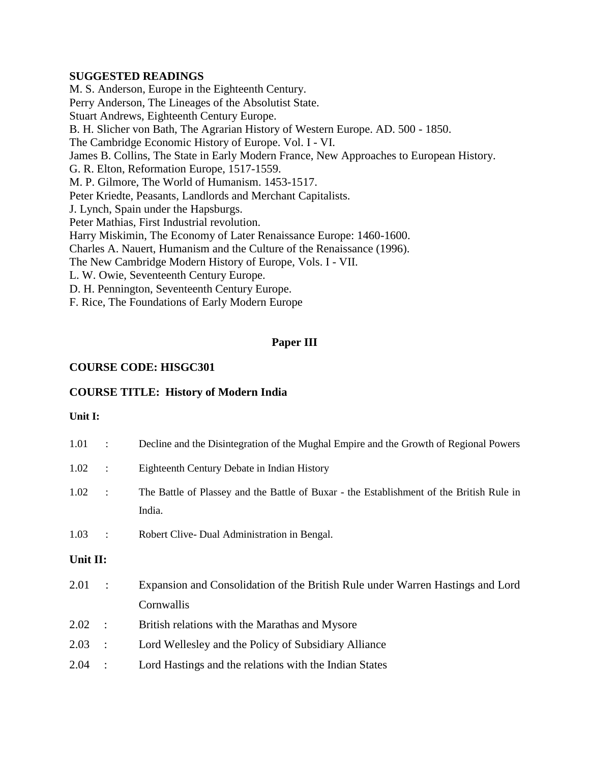**SUGGESTED READINGS**

M. S. Anderson, Europe in the Eighteenth Century.
Perry Anderson, The Lineages of the Absolutist State.
Stuart Andrews, Eighteenth Century Europe.
B. H. Slicher von Bath, The Agrarian History of Western Europe. AD. 500 - 1850.
The Cambridge Economic History of Europe. Vol. I - VI.
James B. Collins, The State in Early Modern France, New Approaches to European History.
G. R. Elton, Reformation Europe, 1517-1559.
M. P. Gilmore, The World of Humanism. 1453-1517.
Peter Kriedte, Peasants, Landlords and Merchant Capitalists.
J. Lynch, Spain under the Hapsburgs.
Peter Mathias, First Industrial revolution.
Harry Miskimin, The Economy of Later Renaissance Europe: 1460-1600.
Charles A. Nauert, Humanism and the Culture of the Renaissance (1996).
The New Cambridge Modern History of Europe, Vols. I - VII.
L. W. Owie, Seventeenth Century Europe.
D. H. Pennington, Seventeenth Century Europe.
F. Rice, The Foundations of Early Modern Europe

## Paper III

**COURSE CODE: HISGC301**

**COURSE TITLE: History of Modern India**

**Unit I:**

1.01 : Decline and the Disintegration of the Mughal Empire and the Growth of Regional Powers

1.02 : Eighteenth Century Debate in Indian History

1.02 : The Battle of Plassey and the Battle of Buxar - the Establishment of the British Rule in India.

1.03 : Robert Clive- Dual Administration in Bengal.

**Unit II:**

2.01 : Expansion and Consolidation of the British Rule under Warren Hastings and Lord Cornwallis

2.02 : British relations with the Marathas and Mysore

2.03 : Lord Wellesley and the Policy of Subsidiary Alliance

2.04 : Lord Hastings and the relations with the Indian States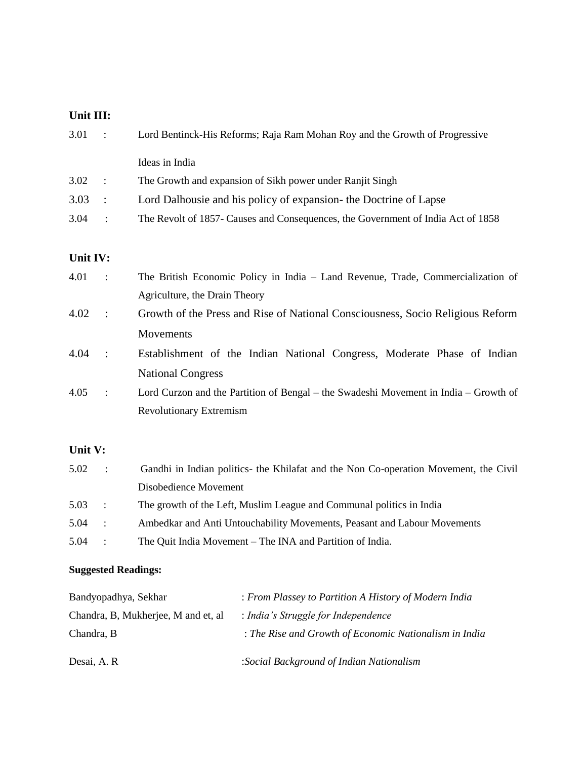**Unit III:**

3.01 : Lord Bentinck-His Reforms; Raja Ram Mohan Roy and the Growth of Progressive Ideas in India

3.02 : The Growth and expansion of Sikh power under Ranjit Singh

3.03 : Lord Dalhousie and his policy of expansion- the Doctrine of Lapse

3.04 : The Revolt of 1857- Causes and Consequences, the Government of India Act of 1858

**Unit IV:**

4.01 : The British Economic Policy in India – Land Revenue, Trade, Commercialization of Agriculture, the Drain Theory

4.02 : Growth of the Press and Rise of National Consciousness, Socio Religious Reform Movements

4.04 : Establishment of the Indian National Congress, Moderate Phase of Indian National Congress

4.05 : Lord Curzon and the Partition of Bengal – the Swadeshi Movement in India – Growth of Revolutionary Extremism

**Unit V:**

5.02 : Gandhi in Indian politics- the Khilafat and the Non Co-operation Movement, the Civil Disobedience Movement

5.03 : The growth of the Left, Muslim League and Communal politics in India

5.04 : Ambedkar and Anti Untouchability Movements, Peasant and Labour Movements

5.04 : The Quit India Movement – The INA and Partition of India.

**Suggested Readings:**

Bandyopadhya, Sekhar : *From Plassey to Partition A History of Modern India*

Chandra, B, Mukherjee, M and et, al : *India's Struggle for Independence*

Chandra, B : *The Rise and Growth of Economic Nationalism in India*

Desai, A. R :*Social Background of Indian Nationalism*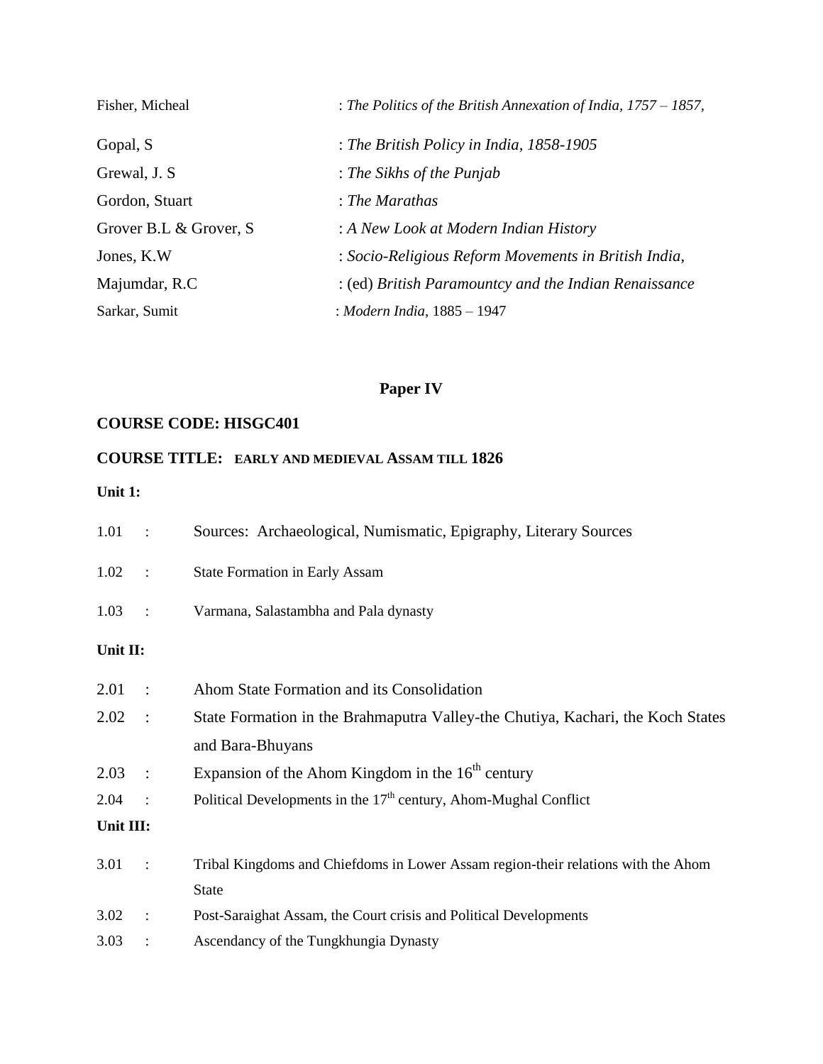| | |
|---|---|
| Fisher, Micheal | : *The Politics of the British Annexation of India, 1757 – 1857*, |
| Gopal, S | : *The British Policy in India, 1858-1905* |
| Grewal, J. S | : *The Sikhs of the Punjab* |
| Gordon, Stuart | : *The Marathas* |
| Grover B.L & Grover, S | : *A New Look at Modern Indian History* |
| Jones, K.W | : *Socio-Religious Reform Movements in British India*, |
| Majumdar, R.C | : (ed) *British Paramountcy and the Indian Renaissance* |
| Sarkar, Sumit | : *Modern India*, 1885 – 1947 |

## Paper IV

**COURSE CODE: HISGC401**

**COURSE TITLE: EARLY AND MEDIEVAL ASSAM TILL 1826**

**Unit 1:**

| | | |
|---|---|---|
| 1.01 | : | Sources: Archaeological, Numismatic, Epigraphy, Literary Sources |
| 1.02 | : | State Formation in Early Assam |
| 1.03 | : | Varmana, Salastambha and Pala dynasty |

**Unit II:**

| | | |
|---|---|---|
| 2.01 | : | Ahom State Formation and its Consolidation |
| 2.02 | : | State Formation in the Brahmaputra Valley-the Chutiya, Kachari, the Koch States and Bara-Bhuyans |
| 2.03 | : | Expansion of the Ahom Kingdom in the 16th century |
| 2.04 | : | Political Developments in the 17th century, Ahom-Mughal Conflict |

**Unit III:**

| | | |
|---|---|---|
| 3.01 | : | Tribal Kingdoms and Chiefdoms in Lower Assam region-their relations with the Ahom State |
| 3.02 | : | Post-Saraighat Assam, the Court crisis and Political Developments |
| 3.03 | : | Ascendancy of the Tungkhungia Dynasty |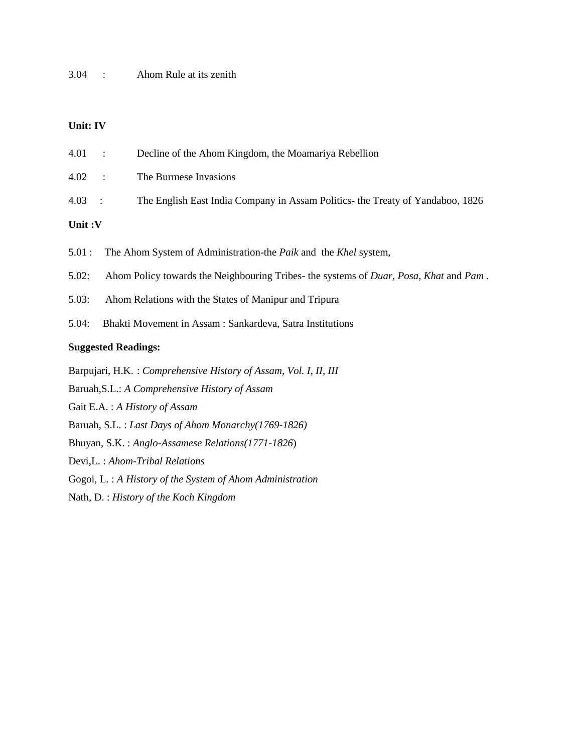3.04 : Ahom Rule at its zenith

**Unit: IV**

4.01 : Decline of the Ahom Kingdom, the Moamariya Rebellion

4.02 : The Burmese Invasions

4.03 : The English East India Company in Assam Politics- the Treaty of Yandaboo, 1826

**Unit :V**

5.01 : The Ahom System of Administration-the *Paik* and the *Khel* system,

5.02: Ahom Policy towards the Neighbouring Tribes- the systems of *Duar*, *Posa*, *Khat* and *Pam* .

5.03: Ahom Relations with the States of Manipur and Tripura

5.04: Bhakti Movement in Assam : Sankardeva, Satra Institutions

**Suggested Readings:**

Barpujari, H.K. : *Comprehensive History of Assam, Vol. I, II, III*

Baruah,S.L.: *A Comprehensive History of Assam*

Gait E.A. : *A History of Assam*

Baruah, S.L. : *Last Days of Ahom Monarchy(1769-1826)*

Bhuyan, S.K. : *Anglo-Assamese Relations(1771-1826*)

Devi,L. : *Ahom-Tribal Relations*

Gogoi, L. : *A History of the System of Ahom Administration*

Nath, D. : *History of the Koch Kingdom*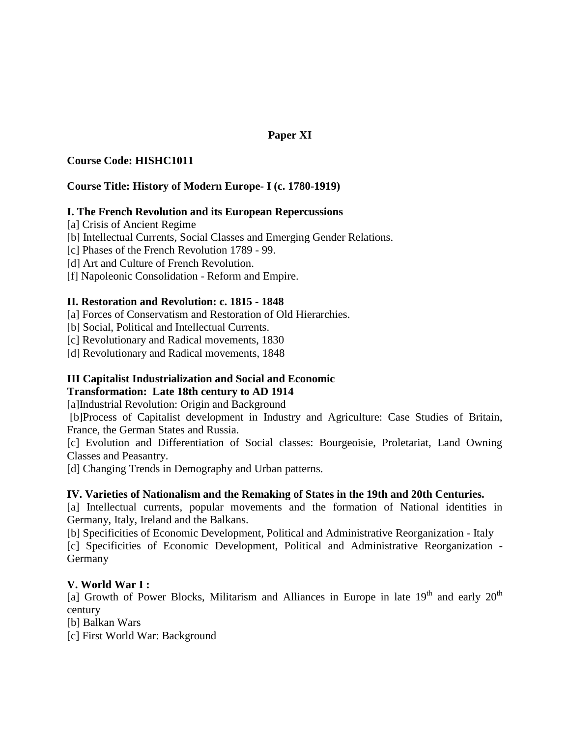## Paper XI

**Course Code: HISHC1011**

**Course Title: History of Modern Europe- I (c. 1780-1919)**

### I. The French Revolution and its European Repercussions

[a] Crisis of Ancient Regime

[b] Intellectual Currents, Social Classes and Emerging Gender Relations.

[c] Phases of the French Revolution 1789 - 99.

[d] Art and Culture of French Revolution.

[f] Napoleonic Consolidation - Reform and Empire.

### II. Restoration and Revolution: c. 1815 - 1848

[a] Forces of Conservatism and Restoration of Old Hierarchies.

[b] Social, Political and Intellectual Currents.

[c] Revolutionary and Radical movements, 1830

[d] Revolutionary and Radical movements, 1848

### III Capitalist Industrialization and Social and Economic Transformation: Late 18th century to AD 1914

[a]Industrial Revolution: Origin and Background

[b]Process of Capitalist development in Industry and Agriculture: Case Studies of Britain, France, the German States and Russia.

[c] Evolution and Differentiation of Social classes: Bourgeoisie, Proletariat, Land Owning Classes and Peasantry.

[d] Changing Trends in Demography and Urban patterns.

### IV. Varieties of Nationalism and the Remaking of States in the 19th and 20th Centuries.

[a] Intellectual currents, popular movements and the formation of National identities in Germany, Italy, Ireland and the Balkans.

[b] Specificities of Economic Development, Political and Administrative Reorganization - Italy

[c] Specificities of Economic Development, Political and Administrative Reorganization - Germany

### V. World War I :

[a] Growth of Power Blocks, Militarism and Alliances in Europe in late 19th and early 20th century

[b] Balkan Wars

[c] First World War: Background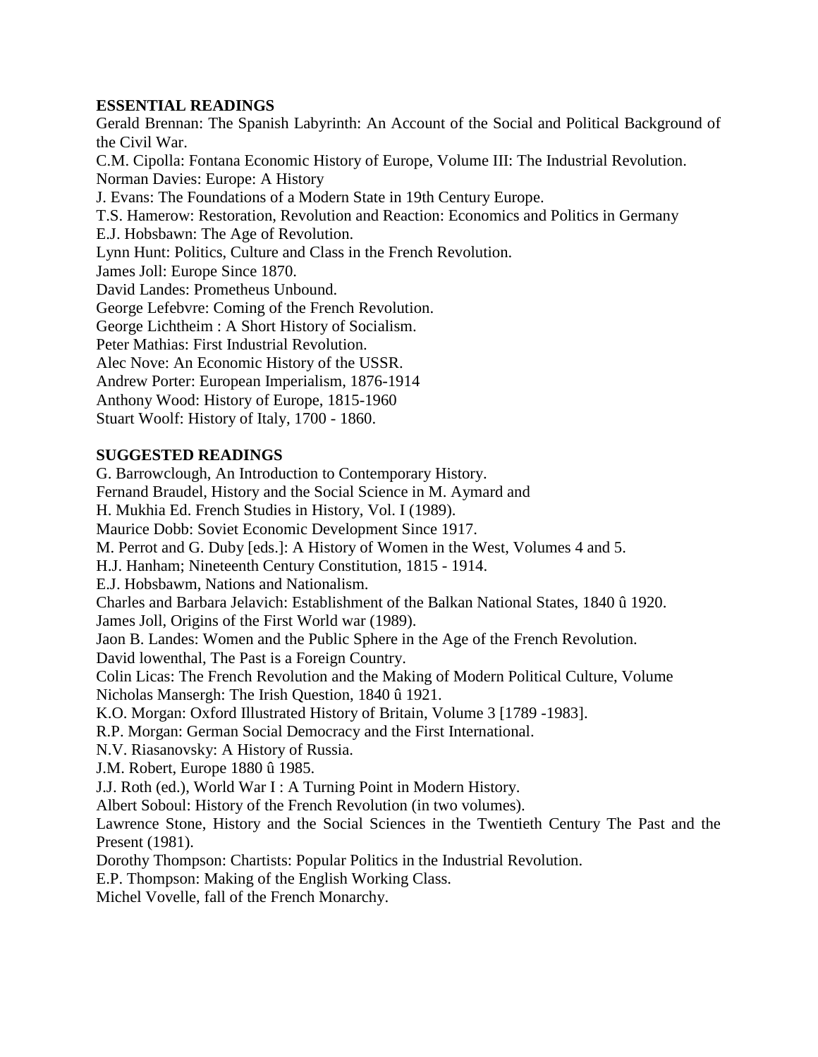**ESSENTIAL READINGS**

Gerald Brennan: The Spanish Labyrinth: An Account of the Social and Political Background of the Civil War.
C.M. Cipolla: Fontana Economic History of Europe, Volume III: The Industrial Revolution.
Norman Davies: Europe: A History
J. Evans: The Foundations of a Modern State in 19th Century Europe.
T.S. Hamerow: Restoration, Revolution and Reaction: Economics and Politics in Germany
E.J. Hobsbawn: The Age of Revolution.
Lynn Hunt: Politics, Culture and Class in the French Revolution.
James Joll: Europe Since 1870.
David Landes: Prometheus Unbound.
George Lefebvre: Coming of the French Revolution.
George Lichtheim : A Short History of Socialism.
Peter Mathias: First Industrial Revolution.
Alec Nove: An Economic History of the USSR.
Andrew Porter: European Imperialism, 1876-1914
Anthony Wood: History of Europe, 1815-1960
Stuart Woolf: History of Italy, 1700 - 1860.

**SUGGESTED READINGS**

G. Barrowclough, An Introduction to Contemporary History.
Fernand Braudel, History and the Social Science in M. Aymard and
H. Mukhia Ed. French Studies in History, Vol. I (1989).
Maurice Dobb: Soviet Economic Development Since 1917.
M. Perrot and G. Duby [eds.]: A History of Women in the West, Volumes 4 and 5.
H.J. Hanham; Nineteenth Century Constitution, 1815 - 1914.
E.J. Hobsbawm, Nations and Nationalism.
Charles and Barbara Jelavich: Establishment of the Balkan National States, 1840 û 1920.
James Joll, Origins of the First World war (1989).
Jaon B. Landes: Women and the Public Sphere in the Age of the French Revolution.
David lowenthal, The Past is a Foreign Country.
Colin Licas: The French Revolution and the Making of Modern Political Culture, Volume
Nicholas Mansergh: The Irish Question, 1840 û 1921.
K.O. Morgan: Oxford Illustrated History of Britain, Volume 3 [1789 -1983].
R.P. Morgan: German Social Democracy and the First International.
N.V. Riasanovsky: A History of Russia.
J.M. Robert, Europe 1880 û 1985.
J.J. Roth (ed.), World War I : A Turning Point in Modern History.
Albert Soboul: History of the French Revolution (in two volumes).
Lawrence Stone, History and the Social Sciences in the Twentieth Century The Past and the Present (1981).
Dorothy Thompson: Chartists: Popular Politics in the Industrial Revolution.
E.P. Thompson: Making of the English Working Class.
Michel Vovelle, fall of the French Monarchy.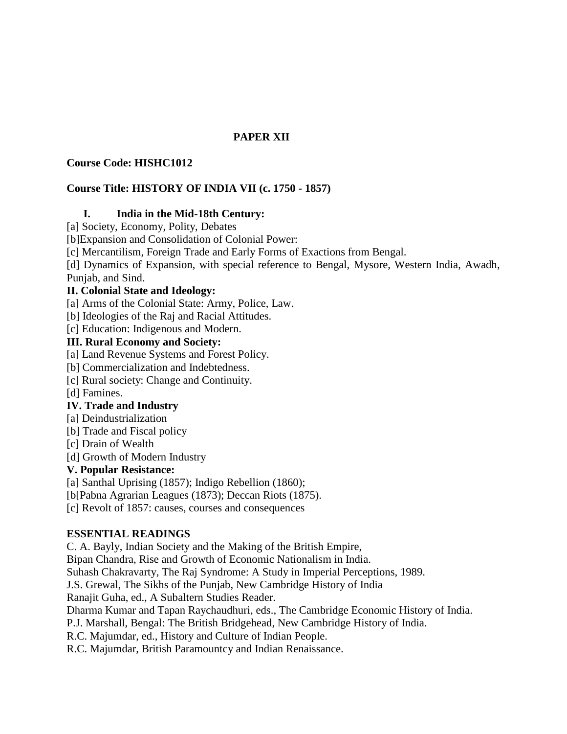# PAPER XII

**Course Code: HISHC1012**

**Course Title: HISTORY OF INDIA VII (c. 1750 - 1857)**

### I. India in the Mid-18th Century:

[a] Society, Economy, Polity, Debates

[b]Expansion and Consolidation of Colonial Power:

[c] Mercantilism, Foreign Trade and Early Forms of Exactions from Bengal.

[d] Dynamics of Expansion, with special reference to Bengal, Mysore, Western India, Awadh, Punjab, and Sind.

### II. Colonial State and Ideology:

[a] Arms of the Colonial State: Army, Police, Law.

[b] Ideologies of the Raj and Racial Attitudes.

[c] Education: Indigenous and Modern.

### III. Rural Economy and Society:

[a] Land Revenue Systems and Forest Policy.

[b] Commercialization and Indebtedness.

[c] Rural society: Change and Continuity.

[d] Famines.

### IV. Trade and Industry

[a] Deindustrialization

[b] Trade and Fiscal policy

[c] Drain of Wealth

[d] Growth of Modern Industry

### V. Popular Resistance:

[a] Santhal Uprising (1857); Indigo Rebellion (1860);

[b[Pabna Agrarian Leagues (1873); Deccan Riots (1875).

[c] Revolt of 1857: causes, courses and consequences

### ESSENTIAL READINGS

C. A. Bayly, Indian Society and the Making of the British Empire,

Bipan Chandra, Rise and Growth of Economic Nationalism in India.

Suhash Chakravarty, The Raj Syndrome: A Study in Imperial Perceptions, 1989.

J.S. Grewal, The Sikhs of the Punjab, New Cambridge History of India

Ranajit Guha, ed., A Subaltern Studies Reader.

Dharma Kumar and Tapan Raychaudhuri, eds., The Cambridge Economic History of India.

P.J. Marshall, Bengal: The British Bridgehead, New Cambridge History of India.

R.C. Majumdar, ed., History and Culture of Indian People.

R.C. Majumdar, British Paramountcy and Indian Renaissance.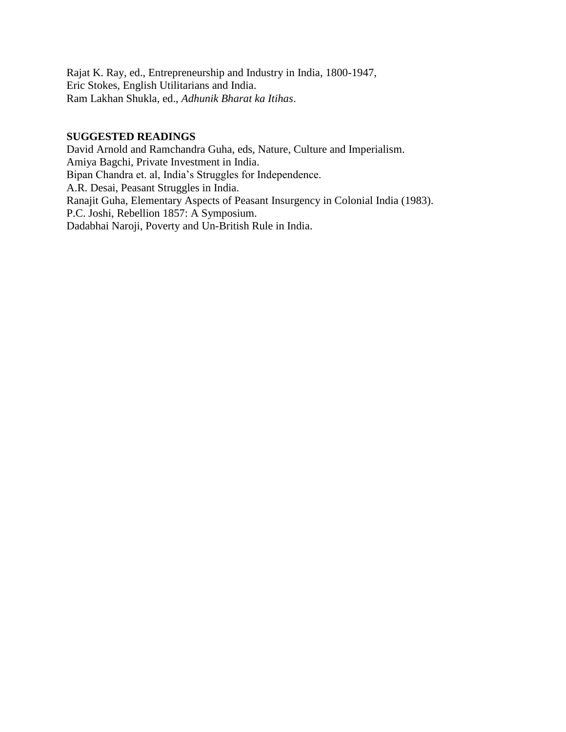Rajat K. Ray, ed., Entrepreneurship and Industry in India, 1800-1947,
Eric Stokes, English Utilitarians and India.
Ram Lakhan Shukla, ed., *Adhunik Bharat ka Itihas*.

**SUGGESTED READINGS**

David Arnold and Ramchandra Guha, eds, Nature, Culture and Imperialism.
Amiya Bagchi, Private Investment in India.
Bipan Chandra et. al, India's Struggles for Independence.
A.R. Desai, Peasant Struggles in India.
Ranajit Guha, Elementary Aspects of Peasant Insurgency in Colonial India (1983).
P.C. Joshi, Rebellion 1857: A Symposium.
Dadabhai Naroji, Poverty and Un-British Rule in India.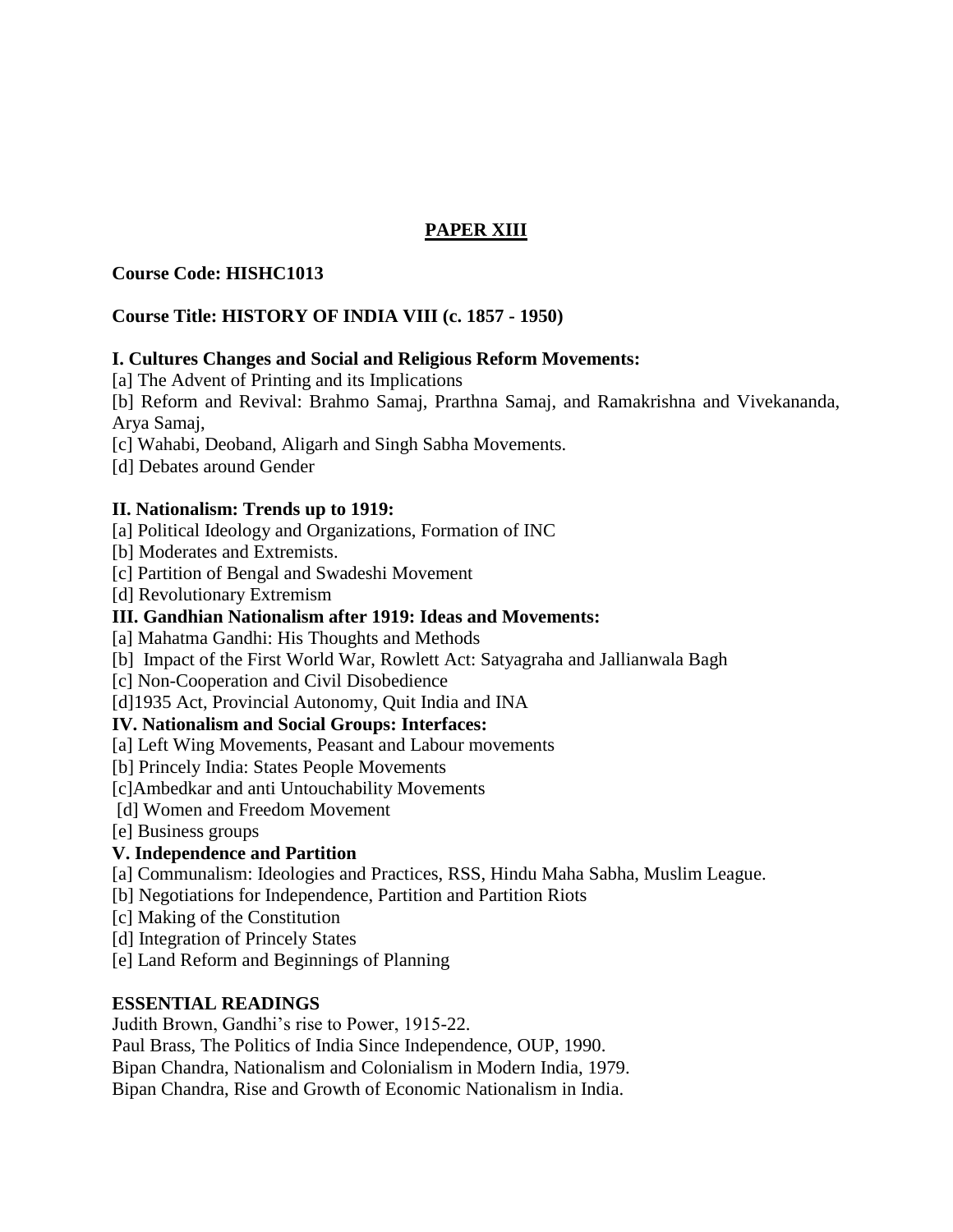## PAPER XIII

**Course Code: HISHC1013**

**Course Title: HISTORY OF INDIA VIII (c. 1857 - 1950)**

**I. Cultures Changes and Social and Religious Reform Movements:**

[a] The Advent of Printing and its Implications

[b] Reform and Revival: Brahmo Samaj, Prarthna Samaj, and Ramakrishna and Vivekananda, Arya Samaj,

[c] Wahabi, Deoband, Aligarh and Singh Sabha Movements.

[d] Debates around Gender

**II. Nationalism: Trends up to 1919:**

[a] Political Ideology and Organizations, Formation of INC

[b] Moderates and Extremists.

[c] Partition of Bengal and Swadeshi Movement

[d] Revolutionary Extremism

**III. Gandhian Nationalism after 1919: Ideas and Movements:**

[a] Mahatma Gandhi: His Thoughts and Methods

[b] Impact of the First World War, Rowlett Act: Satyagraha and Jallianwala Bagh

[c] Non-Cooperation and Civil Disobedience

[d]1935 Act, Provincial Autonomy, Quit India and INA

**IV. Nationalism and Social Groups: Interfaces:**

[a] Left Wing Movements, Peasant and Labour movements

[b] Princely India: States People Movements

[c]Ambedkar and anti Untouchability Movements

[d] Women and Freedom Movement

[e] Business groups

**V. Independence and Partition**

[a] Communalism: Ideologies and Practices, RSS, Hindu Maha Sabha, Muslim League.

[b] Negotiations for Independence, Partition and Partition Riots

[c] Making of the Constitution

[d] Integration of Princely States

[e] Land Reform and Beginnings of Planning

**ESSENTIAL READINGS**

Judith Brown, Gandhi's rise to Power, 1915-22.

Paul Brass, The Politics of India Since Independence, OUP, 1990.

Bipan Chandra, Nationalism and Colonialism in Modern India, 1979.

Bipan Chandra, Rise and Growth of Economic Nationalism in India.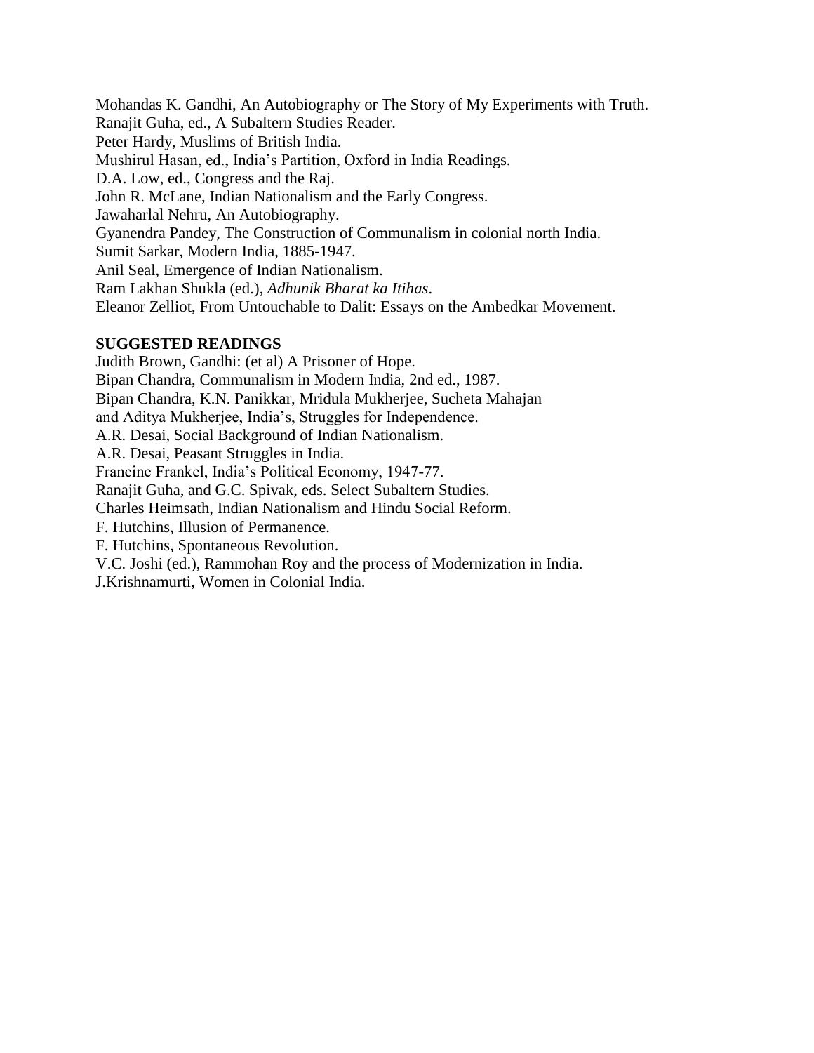Mohandas K. Gandhi, An Autobiography or The Story of My Experiments with Truth.
Ranajit Guha, ed., A Subaltern Studies Reader.
Peter Hardy, Muslims of British India.
Mushirul Hasan, ed., India's Partition, Oxford in India Readings.
D.A. Low, ed., Congress and the Raj.
John R. McLane, Indian Nationalism and the Early Congress.
Jawaharlal Nehru, An Autobiography.
Gyanendra Pandey, The Construction of Communalism in colonial north India.
Sumit Sarkar, Modern India, 1885-1947.
Anil Seal, Emergence of Indian Nationalism.
Ram Lakhan Shukla (ed.), *Adhunik Bharat ka Itihas*.
Eleanor Zelliot, From Untouchable to Dalit: Essays on the Ambedkar Movement.

**SUGGESTED READINGS**

Judith Brown, Gandhi: (et al) A Prisoner of Hope.
Bipan Chandra, Communalism in Modern India, 2nd ed., 1987.
Bipan Chandra, K.N. Panikkar, Mridula Mukherjee, Sucheta Mahajan
and Aditya Mukherjee, India's, Struggles for Independence.
A.R. Desai, Social Background of Indian Nationalism.
A.R. Desai, Peasant Struggles in India.
Francine Frankel, India's Political Economy, 1947-77.
Ranajit Guha, and G.C. Spivak, eds. Select Subaltern Studies.
Charles Heimsath, Indian Nationalism and Hindu Social Reform.
F. Hutchins, Illusion of Permanence.
F. Hutchins, Spontaneous Revolution.
V.C. Joshi (ed.), Rammohan Roy and the process of Modernization in India.
J.Krishnamurti, Women in Colonial India.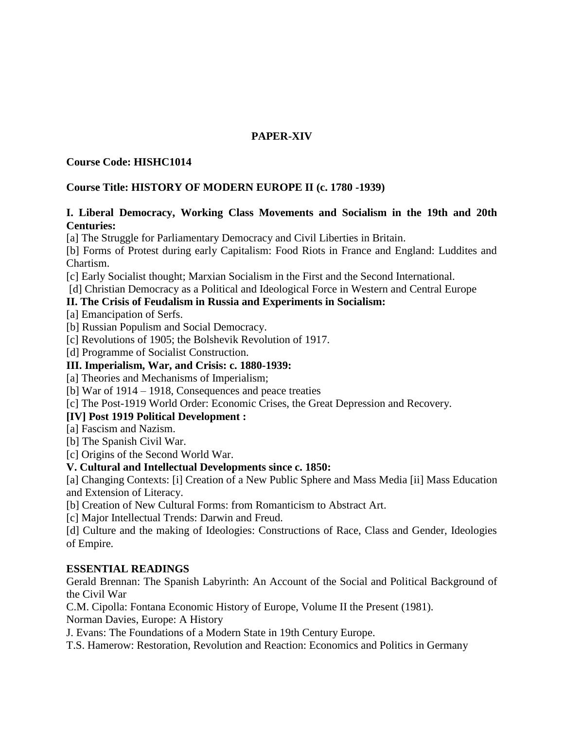## PAPER-XIV

**Course Code: HISHC1014**

**Course Title: HISTORY OF MODERN EUROPE II (c. 1780 -1939)**

### I. Liberal Democracy, Working Class Movements and Socialism in the 19th and 20th Centuries:

[a] The Struggle for Parliamentary Democracy and Civil Liberties in Britain.

[b] Forms of Protest during early Capitalism: Food Riots in France and England: Luddites and Chartism.

[c] Early Socialist thought; Marxian Socialism in the First and the Second International.

[d] Christian Democracy as a Political and Ideological Force in Western and Central Europe

### II. The Crisis of Feudalism in Russia and Experiments in Socialism:

[a] Emancipation of Serfs.

[b] Russian Populism and Social Democracy.

[c] Revolutions of 1905; the Bolshevik Revolution of 1917.

[d] Programme of Socialist Construction.

### III. Imperialism, War, and Crisis: c. 1880-1939:

[a] Theories and Mechanisms of Imperialism;

[b] War of 1914 – 1918, Consequences and peace treaties

[c] The Post-1919 World Order: Economic Crises, the Great Depression and Recovery.

### [IV] Post 1919 Political Development :

[a] Fascism and Nazism.

[b] The Spanish Civil War.

[c] Origins of the Second World War.

### V. Cultural and Intellectual Developments since c. 1850:

[a] Changing Contexts: [i] Creation of a New Public Sphere and Mass Media [ii] Mass Education and Extension of Literacy.

[b] Creation of New Cultural Forms: from Romanticism to Abstract Art.

[c] Major Intellectual Trends: Darwin and Freud.

[d] Culture and the making of Ideologies: Constructions of Race, Class and Gender, Ideologies of Empire.

### ESSENTIAL READINGS

Gerald Brennan: The Spanish Labyrinth: An Account of the Social and Political Background of the Civil War

C.M. Cipolla: Fontana Economic History of Europe, Volume II the Present (1981).

Norman Davies, Europe: A History

J. Evans: The Foundations of a Modern State in 19th Century Europe.

T.S. Hamerow: Restoration, Revolution and Reaction: Economics and Politics in Germany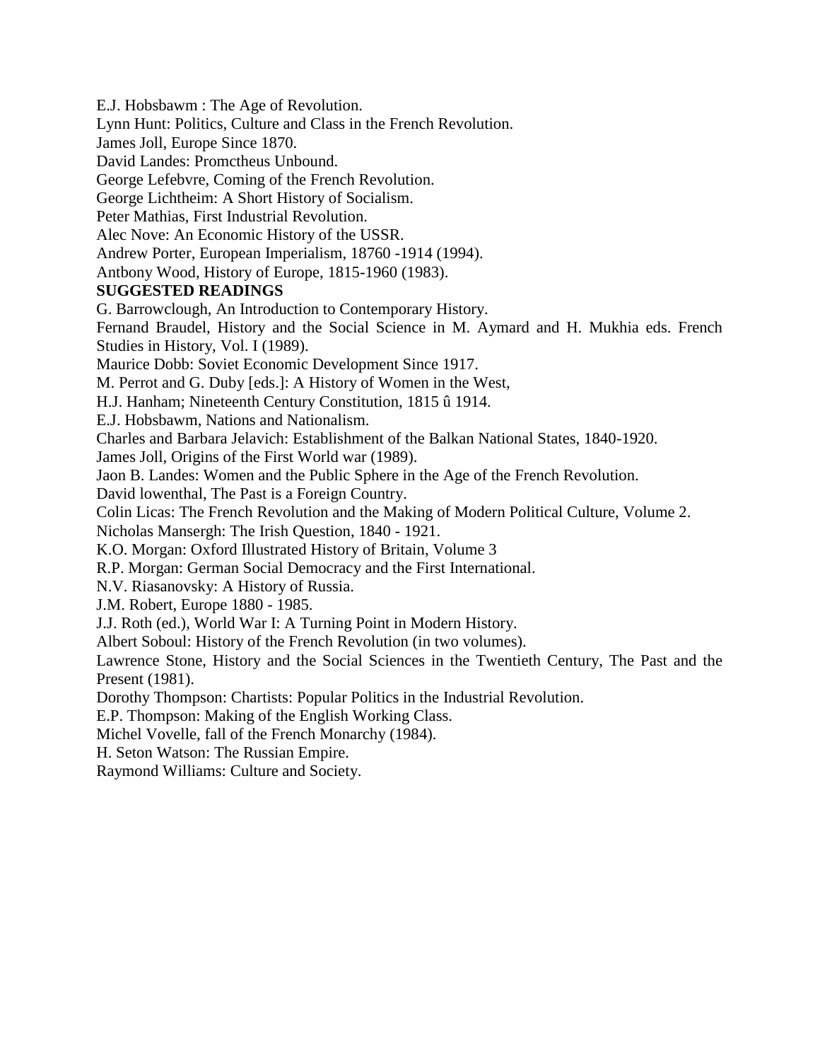E.J. Hobsbawm : The Age of Revolution.

Lynn Hunt: Politics, Culture and Class in the French Revolution.

James Joll, Europe Since 1870.

David Landes: Promctheus Unbound.

George Lefebvre, Coming of the French Revolution.

George Lichtheim: A Short History of Socialism.

Peter Mathias, First Industrial Revolution.

Alec Nove: An Economic History of the USSR.

Andrew Porter, European Imperialism, 18760 -1914 (1994).

Antbony Wood, History of Europe, 1815-1960 (1983).

**SUGGESTED READINGS**

G. Barrowclough, An Introduction to Contemporary History.

Fernand Braudel, History and the Social Science in M. Aymard and H. Mukhia eds. French Studies in History, Vol. I (1989).

Maurice Dobb: Soviet Economic Development Since 1917.

M. Perrot and G. Duby [eds.]: A History of Women in the West,

H.J. Hanham; Nineteenth Century Constitution, 1815 û 1914.

E.J. Hobsbawm, Nations and Nationalism.

Charles and Barbara Jelavich: Establishment of the Balkan National States, 1840-1920.

James Joll, Origins of the First World war (1989).

Jaon B. Landes: Women and the Public Sphere in the Age of the French Revolution.

David lowenthal, The Past is a Foreign Country.

Colin Licas: The French Revolution and the Making of Modern Political Culture, Volume 2.

Nicholas Mansergh: The Irish Question, 1840 - 1921.

K.O. Morgan: Oxford Illustrated History of Britain, Volume 3

R.P. Morgan: German Social Democracy and the First International.

N.V. Riasanovsky: A History of Russia.

J.M. Robert, Europe 1880 - 1985.

J.J. Roth (ed.), World War I: A Turning Point in Modern History.

Albert Soboul: History of the French Revolution (in two volumes).

Lawrence Stone, History and the Social Sciences in the Twentieth Century, The Past and the Present (1981).

Dorothy Thompson: Chartists: Popular Politics in the Industrial Revolution.

E.P. Thompson: Making of the English Working Class.

Michel Vovelle, fall of the French Monarchy (1984).

H. Seton Watson: The Russian Empire.

Raymond Williams: Culture and Society.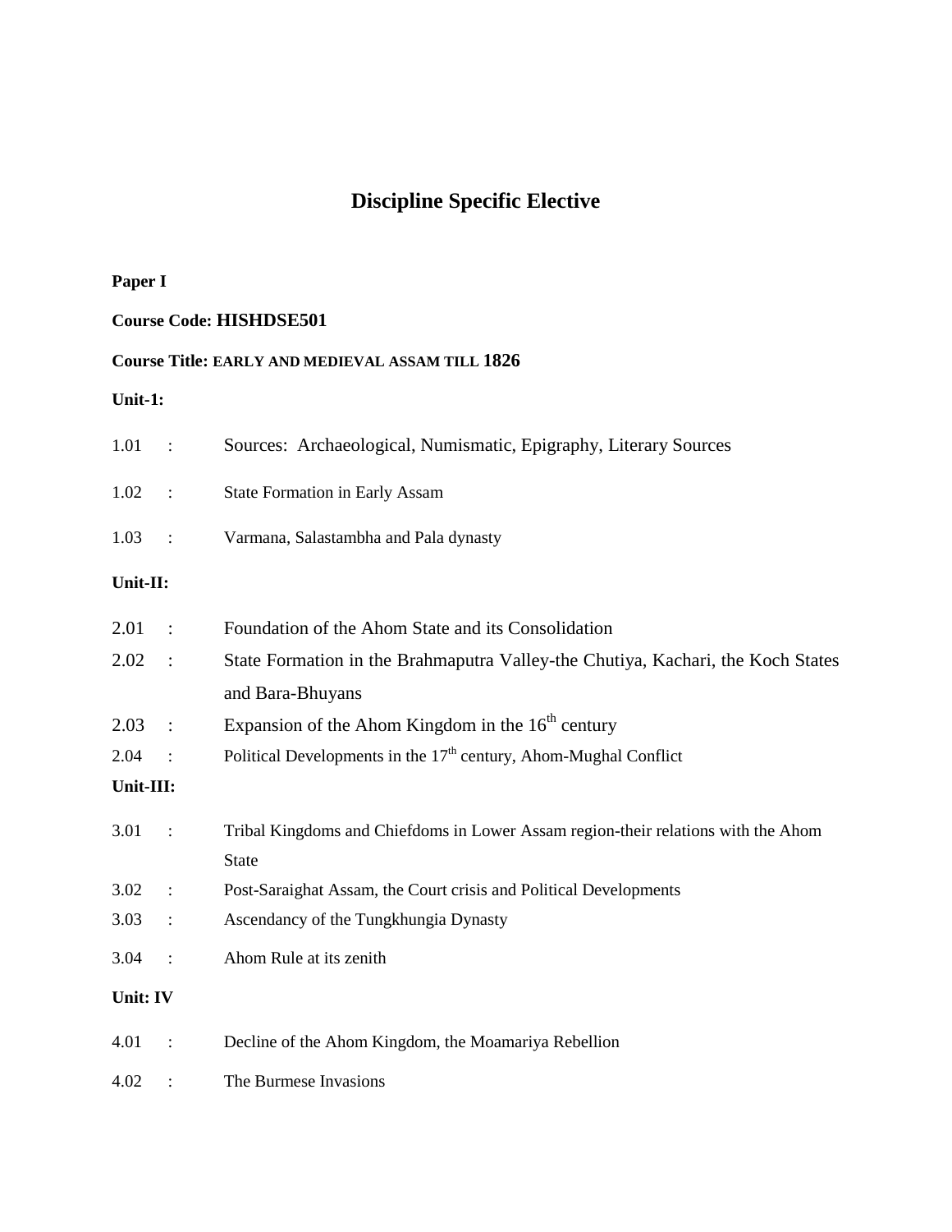# Discipline Specific Elective

**Paper I**

**Course Code: HISHDSE501**

**Course Title: EARLY AND MEDIEVAL ASSAM TILL 1826**

**Unit-1:**

1.01 : Sources: Archaeological, Numismatic, Epigraphy, Literary Sources

1.02 : State Formation in Early Assam

1.03 : Varmana, Salastambha and Pala dynasty

**Unit-II:**

2.01 : Foundation of the Ahom State and its Consolidation

2.02 : State Formation in the Brahmaputra Valley-the Chutiya, Kachari, the Koch States and Bara-Bhuyans

2.03 : Expansion of the Ahom Kingdom in the 16th century

2.04 : Political Developments in the 17th century, Ahom-Mughal Conflict

**Unit-III:**

3.01 : Tribal Kingdoms and Chiefdoms in Lower Assam region-their relations with the Ahom State

3.02 : Post-Saraighat Assam, the Court crisis and Political Developments

3.03 : Ascendancy of the Tungkhungia Dynasty

3.04 : Ahom Rule at its zenith

**Unit: IV**

4.01 : Decline of the Ahom Kingdom, the Moamariya Rebellion

4.02 : The Burmese Invasions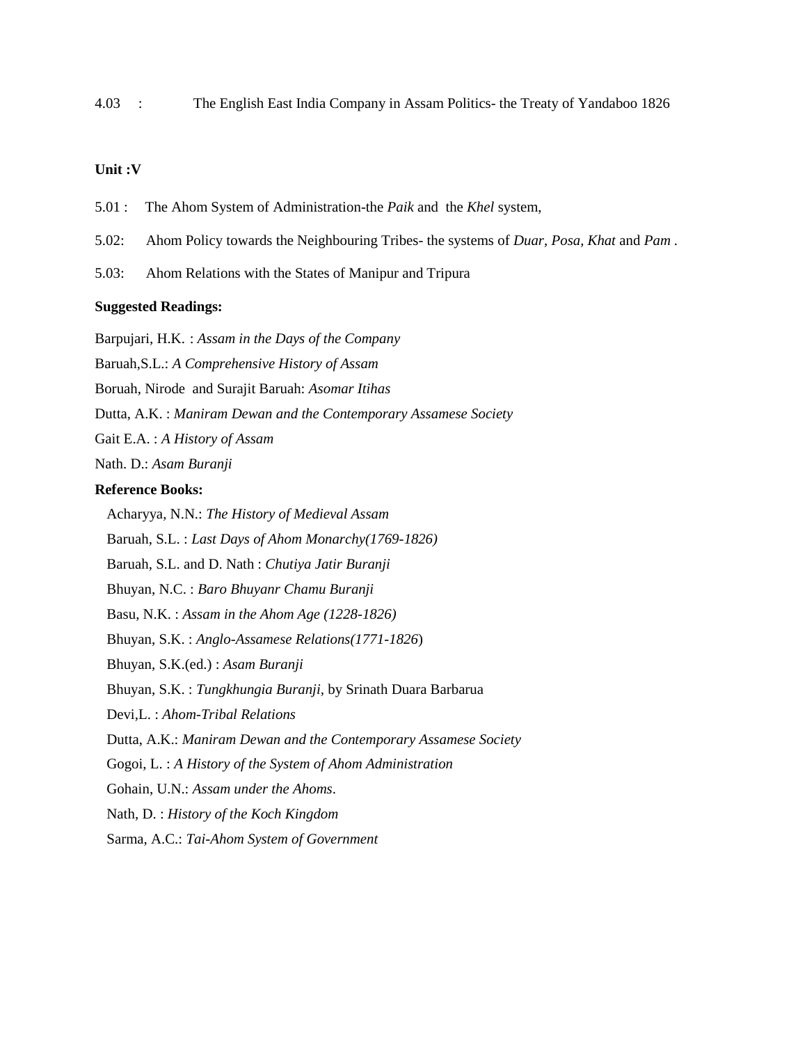4.03 : The English East India Company in Assam Politics- the Treaty of Yandaboo 1826

**Unit :V**

5.01 : The Ahom System of Administration-the *Paik* and the *Khel* system,

5.02: Ahom Policy towards the Neighbouring Tribes- the systems of *Duar, Posa, Khat* and *Pam* .

5.03: Ahom Relations with the States of Manipur and Tripura

**Suggested Readings:**

Barpujari, H.K. : *Assam in the Days of the Company*

Baruah,S.L.: *A Comprehensive History of Assam*

Boruah, Nirode and Surajit Baruah: *Asomar Itihas*

Dutta, A.K. : *Maniram Dewan and the Contemporary Assamese Society*

Gait E.A. : *A History of Assam*

Nath. D.: *Asam Buranji*

**Reference Books:**

Acharyya, N.N.: *The History of Medieval Assam*

Baruah, S.L. : *Last Days of Ahom Monarchy(1769-1826)*

Baruah, S.L. and D. Nath : *Chutiya Jatir Buranji*

Bhuyan, N.C. : *Baro Bhuyanr Chamu Buranji*

Basu, N.K. : *Assam in the Ahom Age (1228-1826)*

Bhuyan, S.K. : *Anglo-Assamese Relations(1771-1826*)

Bhuyan, S.K.(ed.) : *Asam Buranji*

Bhuyan, S.K. : *Tungkhungia Buranji*, by Srinath Duara Barbarua

Devi,L. : *Ahom-Tribal Relations*

Dutta, A.K.: *Maniram Dewan and the Contemporary Assamese Society*

Gogoi, L. : *A History of the System of Ahom Administration*

Gohain, U.N.: *Assam under the Ahoms*.

Nath, D. : *History of the Koch Kingdom*

Sarma, A.C.: *Tai-Ahom System of Government*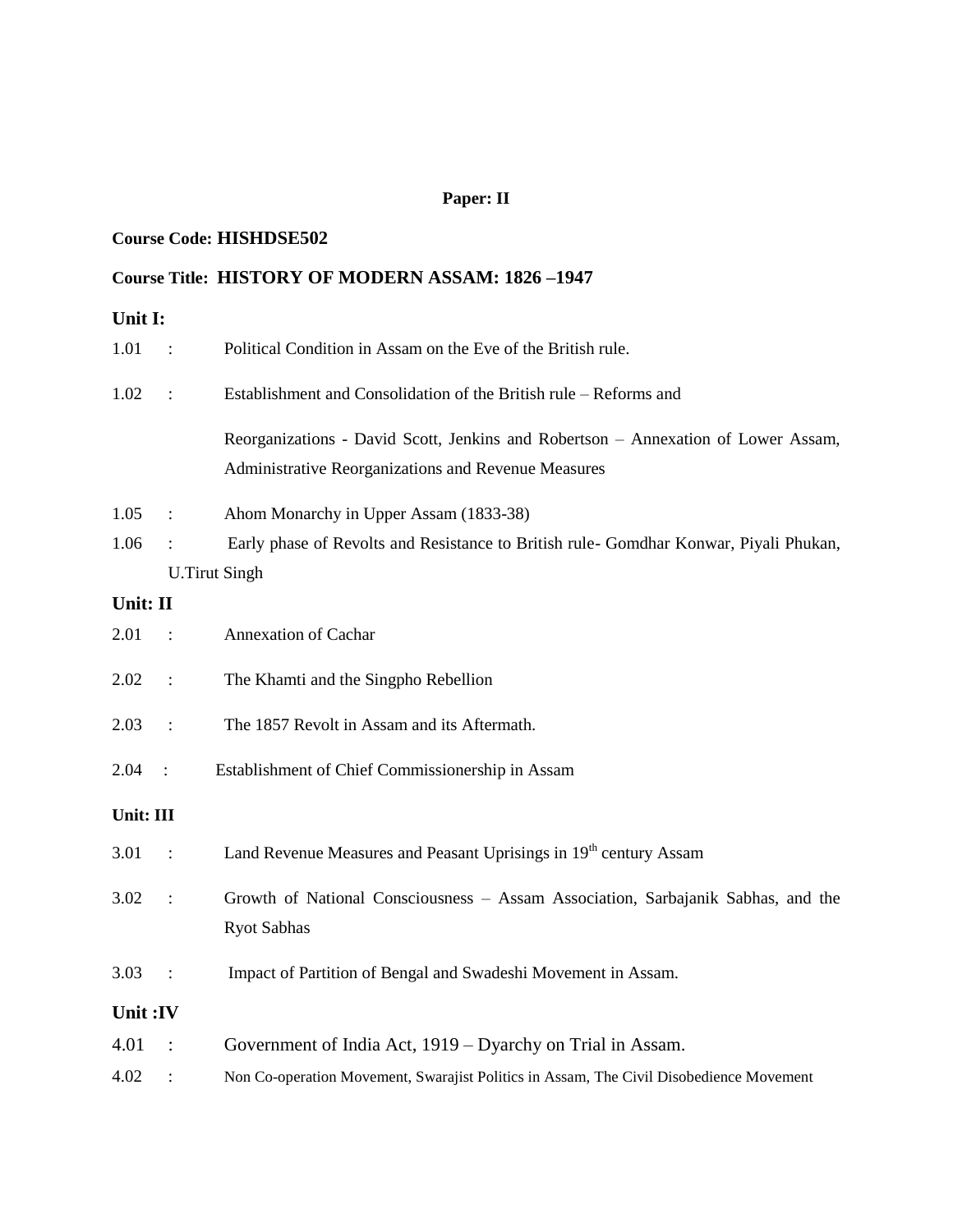**Paper: II**

**Course Code: HISHDSE502**

**Course Title: HISTORY OF MODERN ASSAM: 1826 –1947**

**Unit I:**

1.01 : Political Condition in Assam on the Eve of the British rule.

1.02 : Establishment and Consolidation of the British rule – Reforms and Reorganizations - David Scott, Jenkins and Robertson – Annexation of Lower Assam, Administrative Reorganizations and Revenue Measures

1.05 : Ahom Monarchy in Upper Assam (1833-38)

1.06 : Early phase of Revolts and Resistance to British rule- Gomdhar Konwar, Piyali Phukan, U.Tirut Singh

**Unit: II**

2.01 : Annexation of Cachar

2.02 : The Khamti and the Singpho Rebellion

2.03 : The 1857 Revolt in Assam and its Aftermath.

2.04 : Establishment of Chief Commissionership in Assam

**Unit: III**

3.01 : Land Revenue Measures and Peasant Uprisings in 19th century Assam

3.02 : Growth of National Consciousness – Assam Association, Sarbajanik Sabhas, and the Ryot Sabhas

3.03 : Impact of Partition of Bengal and Swadeshi Movement in Assam.

**Unit :IV**

4.01 : Government of India Act, 1919 – Dyarchy on Trial in Assam.

4.02 : Non Co-operation Movement, Swarajist Politics in Assam, The Civil Disobedience Movement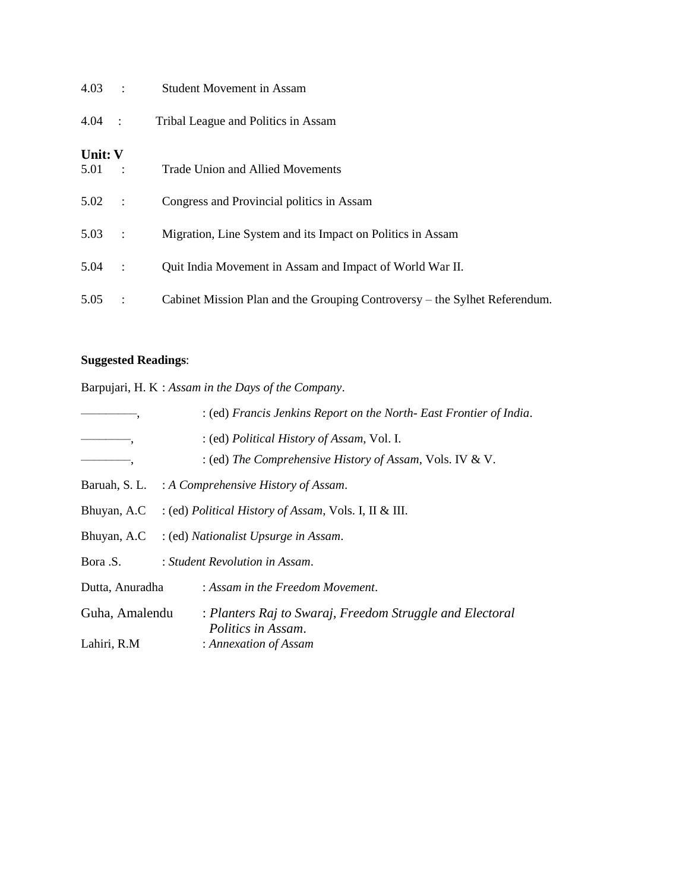4.03 : Student Movement in Assam

4.04 : Tribal League and Politics in Assam

**Unit: V**

5.01 : Trade Union and Allied Movements

5.02 : Congress and Provincial politics in Assam

5.03 : Migration, Line System and its Impact on Politics in Assam

5.04 : Quit India Movement in Assam and Impact of World War II.

5.05 : Cabinet Mission Plan and the Grouping Controversy – the Sylhet Referendum.

**Suggested Readings**:

Barpujari, H. K : *Assam in the Days of the Company*.

————, : (ed) *Francis Jenkins Report on the North- East Frontier of India*.

————, : (ed) *Political History of Assam*, Vol. I.

————, : (ed) *The Comprehensive History of Assam*, Vols. IV & V.

Baruah, S. L. : *A Comprehensive History of Assam*.

Bhuyan, A.C : (ed) *Political History of Assam*, Vols. I, II & III.

Bhuyan, A.C : (ed) *Nationalist Upsurge in Assam*.

Bora .S. : *Student Revolution in Assam*.

Dutta, Anuradha : *Assam in the Freedom Movement*.

Guha, Amalendu : *Planters Raj to Swaraj, Freedom Struggle and Electoral Politics in Assam*.

Lahiri, R.M : *Annexation of Assam*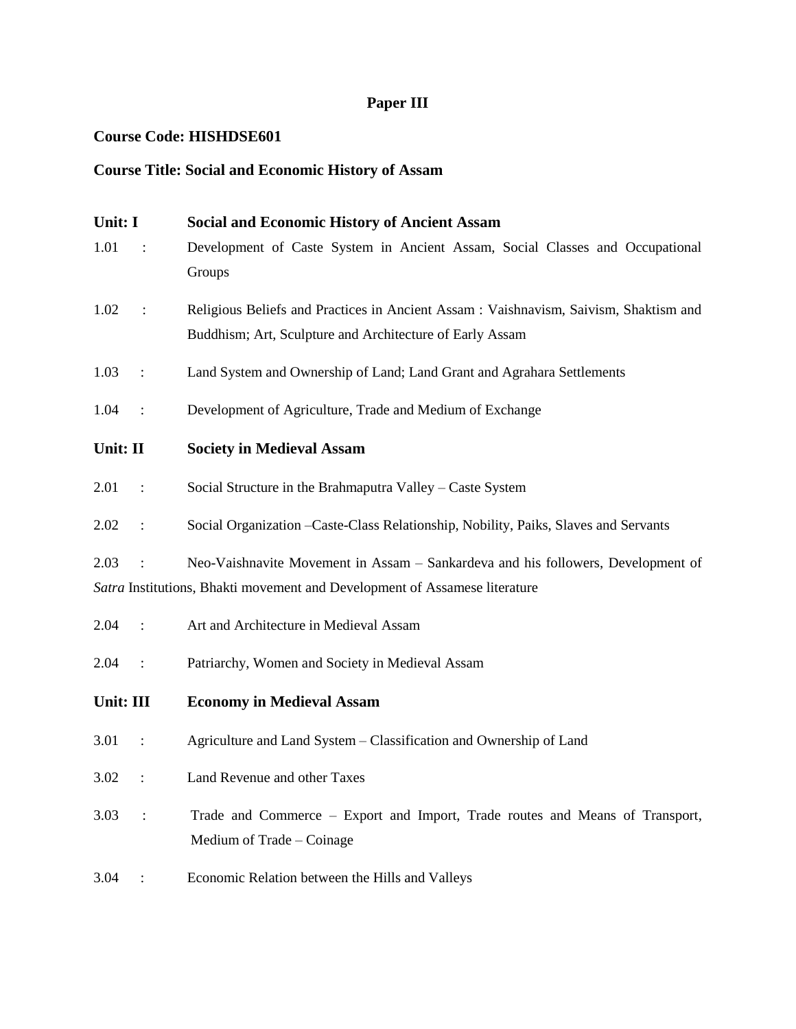## Paper III

**Course Code: HISHDSE601**

**Course Title: Social and Economic History of Assam**

**Unit: I Social and Economic History of Ancient Assam**

1.01 : Development of Caste System in Ancient Assam, Social Classes and Occupational Groups

1.02 : Religious Beliefs and Practices in Ancient Assam : Vaishnavism, Saivism, Shaktism and Buddhism; Art, Sculpture and Architecture of Early Assam

1.03 : Land System and Ownership of Land; Land Grant and Agrahara Settlements

1.04 : Development of Agriculture, Trade and Medium of Exchange

**Unit: II Society in Medieval Assam**

2.01 : Social Structure in the Brahmaputra Valley – Caste System

2.02 : Social Organization –Caste-Class Relationship, Nobility, Paiks, Slaves and Servants

2.03 : Neo-Vaishnavite Movement in Assam – Sankardeva and his followers, Development of *Satra* Institutions, Bhakti movement and Development of Assamese literature

2.04 : Art and Architecture in Medieval Assam

2.04 : Patriarchy, Women and Society in Medieval Assam

**Unit: III Economy in Medieval Assam**

3.01 : Agriculture and Land System – Classification and Ownership of Land

3.02 : Land Revenue and other Taxes

3.03 : Trade and Commerce – Export and Import, Trade routes and Means of Transport, Medium of Trade – Coinage

3.04 : Economic Relation between the Hills and Valleys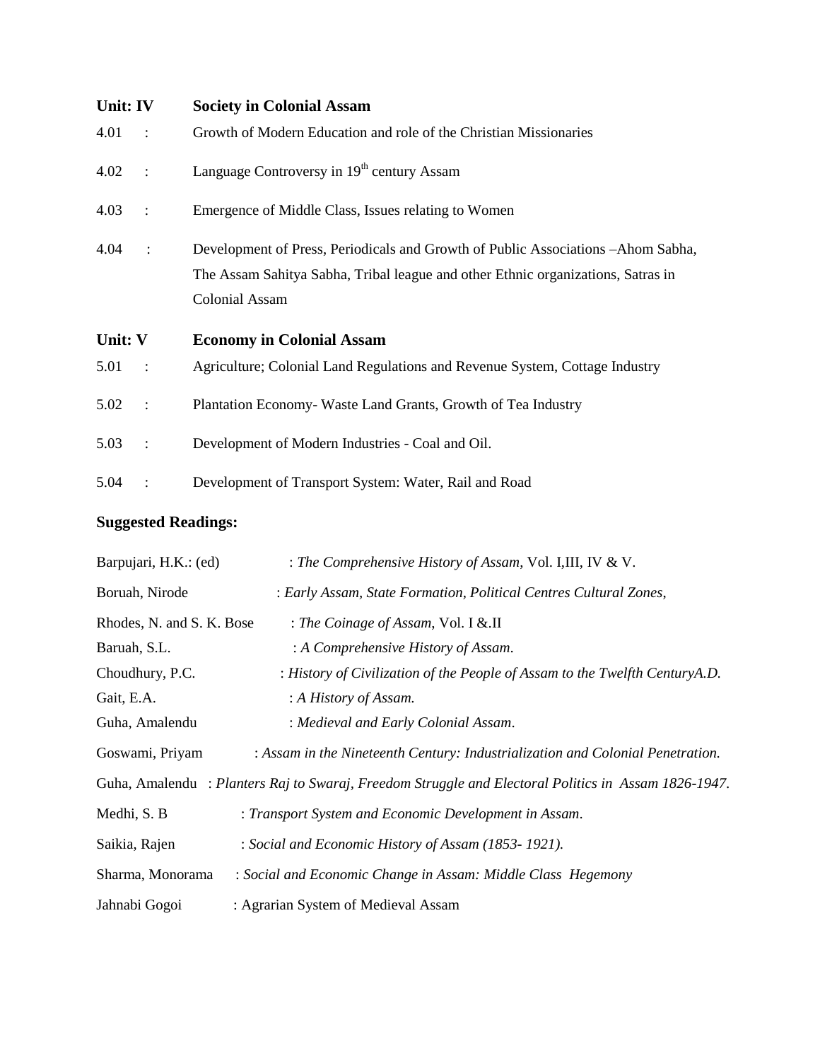**Unit: IV Society in Colonial Assam**

4.01 : Growth of Modern Education and role of the Christian Missionaries

4.02 : Language Controversy in 19th century Assam

4.03 : Emergence of Middle Class, Issues relating to Women

4.04 : Development of Press, Periodicals and Growth of Public Associations –Ahom Sabha, The Assam Sahitya Sabha, Tribal league and other Ethnic organizations, Satras in Colonial Assam

**Unit: V Economy in Colonial Assam**

5.01 : Agriculture; Colonial Land Regulations and Revenue System, Cottage Industry

5.02 : Plantation Economy- Waste Land Grants, Growth of Tea Industry

5.03 : Development of Modern Industries - Coal and Oil.

5.04 : Development of Transport System: Water, Rail and Road

**Suggested Readings:**

Barpujari, H.K.: (ed) : *The Comprehensive History of Assam*, Vol. I,III, IV & V.

Boruah, Nirode : *Early Assam, State Formation, Political Centres Cultural Zones*,

Rhodes, N. and S. K. Bose : *The Coinage of Assam*, Vol. I &.II

Baruah, S.L. : *A Comprehensive History of Assam*.

Choudhury, P.C. : *History of Civilization of the People of Assam to the Twelfth CenturyA.D.*

Gait, E.A. : *A History of Assam.*

Guha, Amalendu : *Medieval and Early Colonial Assam*.

Goswami, Priyam : *Assam in the Nineteenth Century: Industrialization and Colonial Penetration.*

Guha, Amalendu : *Planters Raj to Swaraj, Freedom Struggle and Electoral Politics in Assam 1826-1947.*

Medhi, S. B : *Transport System and Economic Development in Assam*.

Saikia, Rajen : *Social and Economic History of Assam (1853- 1921).*

Sharma, Monorama : *Social and Economic Change in Assam: Middle Class Hegemony*

Jahnabi Gogoi : Agrarian System of Medieval Assam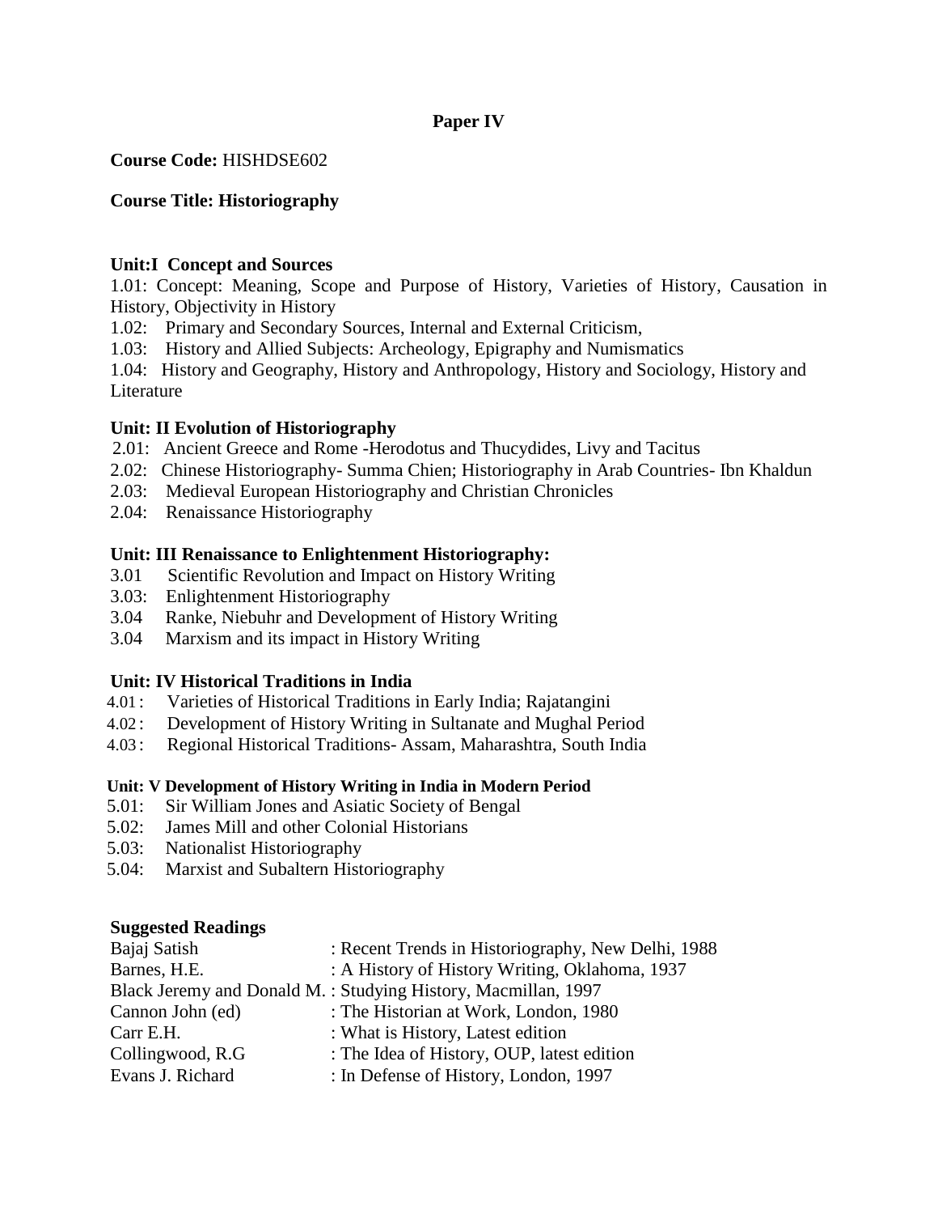**Paper IV**

**Course Code:** HISHDSE602

**Course Title: Historiography**

**Unit:I Concept and Sources**

1.01: Concept: Meaning, Scope and Purpose of History, Varieties of History, Causation in History, Objectivity in History

1.02: Primary and Secondary Sources, Internal and External Criticism,

1.03: History and Allied Subjects: Archeology, Epigraphy and Numismatics

1.04: History and Geography, History and Anthropology, History and Sociology, History and Literature

**Unit: II Evolution of Historiography**

2.01: Ancient Greece and Rome -Herodotus and Thucydides, Livy and Tacitus

2.02: Chinese Historiography- Summa Chien; Historiography in Arab Countries- Ibn Khaldun

2.03: Medieval European Historiography and Christian Chronicles

2.04: Renaissance Historiography

**Unit: III Renaissance to Enlightenment Historiography:**

3.01 Scientific Revolution and Impact on History Writing

3.03: Enlightenment Historiography

3.04 Ranke, Niebuhr and Development of History Writing

3.04 Marxism and its impact in History Writing

**Unit: IV Historical Traditions in India**

4.01 : Varieties of Historical Traditions in Early India; Rajatangini

4.02 : Development of History Writing in Sultanate and Mughal Period

4.03 : Regional Historical Traditions- Assam, Maharashtra, South India

**Unit: V Development of History Writing in India in Modern Period**

5.01: Sir William Jones and Asiatic Society of Bengal

5.02: James Mill and other Colonial Historians

5.03: Nationalist Historiography

5.04: Marxist and Subaltern Historiography

**Suggested Readings**

| | |
|---|---|
| Bajaj Satish | : Recent Trends in Historiography, New Delhi, 1988 |
| Barnes, H.E. | : A History of History Writing, Oklahoma, 1937 |
| Black Jeremy and Donald M. | : Studying History, Macmillan, 1997 |
| Cannon John (ed) | : The Historian at Work, London, 1980 |
| Carr E.H. | : What is History, Latest edition |
| Collingwood, R.G | : The Idea of History, OUP, latest edition |
| Evans J. Richard | : In Defense of History, London, 1997 |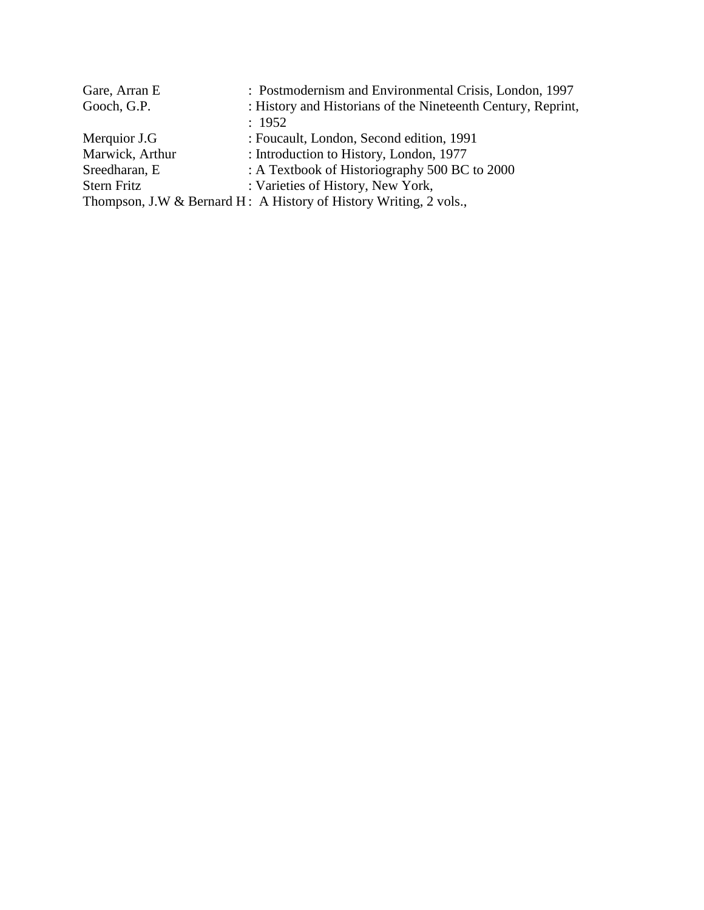Gare, Arran E : Postmodernism and Environmental Crisis, London, 1997
Gooch, G.P. : History and Historians of the Nineteenth Century, Reprint, : 1952
Merquior J.G : Foucault, London, Second edition, 1991
Marwick, Arthur : Introduction to History, London, 1977
Sreedharan, E : A Textbook of Historiography 500 BC to 2000
Stern Fritz : Varieties of History, New York,
Thompson, J.W & Bernard H : A History of History Writing, 2 vols.,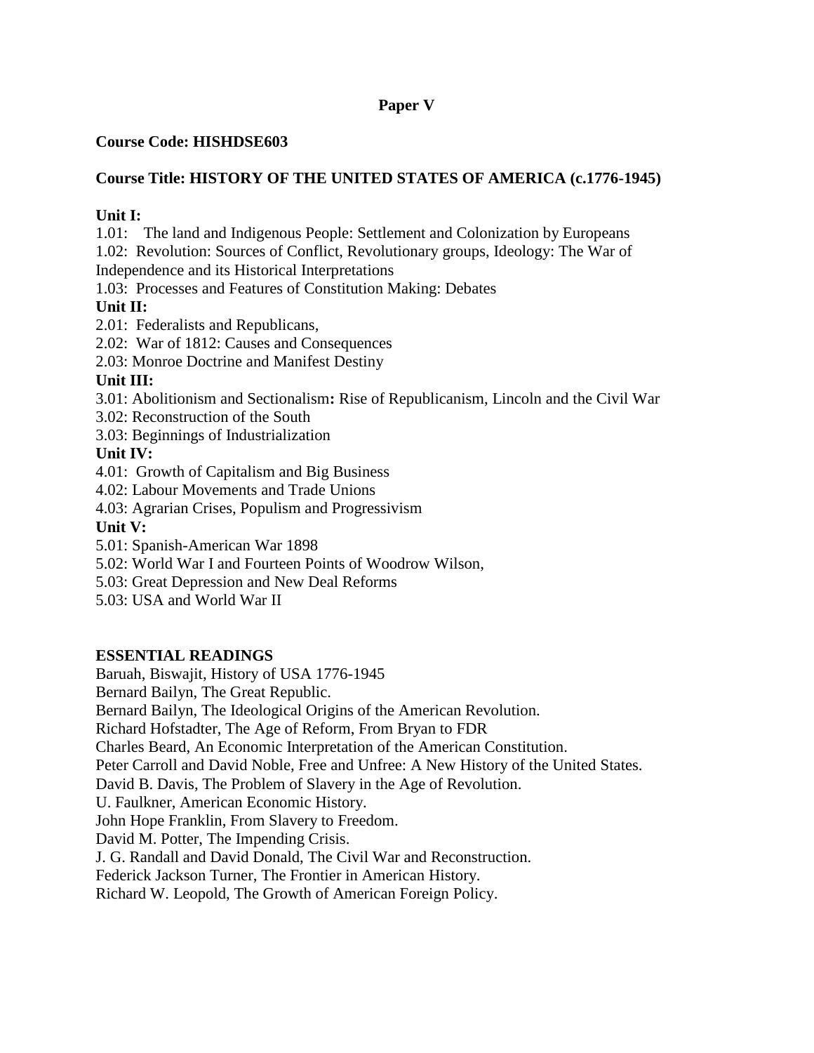**Paper V**

**Course Code: HISHDSE603**

**Course Title: HISTORY OF THE UNITED STATES OF AMERICA (c.1776-1945)**

**Unit I:**

1.01: The land and Indigenous People: Settlement and Colonization by Europeans

1.02: Revolution: Sources of Conflict, Revolutionary groups, Ideology: The War of Independence and its Historical Interpretations

1.03: Processes and Features of Constitution Making: Debates

**Unit II:**

2.01: Federalists and Republicans,

2.02: War of 1812: Causes and Consequences

2.03: Monroe Doctrine and Manifest Destiny

**Unit III:**

3.01: Abolitionism and Sectionalism**:** Rise of Republicanism, Lincoln and the Civil War

3.02: Reconstruction of the South

3.03: Beginnings of Industrialization

**Unit IV:**

4.01: Growth of Capitalism and Big Business

4.02: Labour Movements and Trade Unions

4.03: Agrarian Crises, Populism and Progressivism

**Unit V:**

5.01: Spanish-American War 1898

5.02: World War I and Fourteen Points of Woodrow Wilson,

5.03: Great Depression and New Deal Reforms

5.03: USA and World War II

**ESSENTIAL READINGS**

Baruah, Biswajit, History of USA 1776-1945

Bernard Bailyn, The Great Republic.

Bernard Bailyn, The Ideological Origins of the American Revolution.

Richard Hofstadter, The Age of Reform, From Bryan to FDR

Charles Beard, An Economic Interpretation of the American Constitution.

Peter Carroll and David Noble, Free and Unfree: A New History of the United States.

David B. Davis, The Problem of Slavery in the Age of Revolution.

U. Faulkner, American Economic History.

John Hope Franklin, From Slavery to Freedom.

David M. Potter, The Impending Crisis.

J. G. Randall and David Donald, The Civil War and Reconstruction.

Federick Jackson Turner, The Frontier in American History.

Richard W. Leopold, The Growth of American Foreign Policy.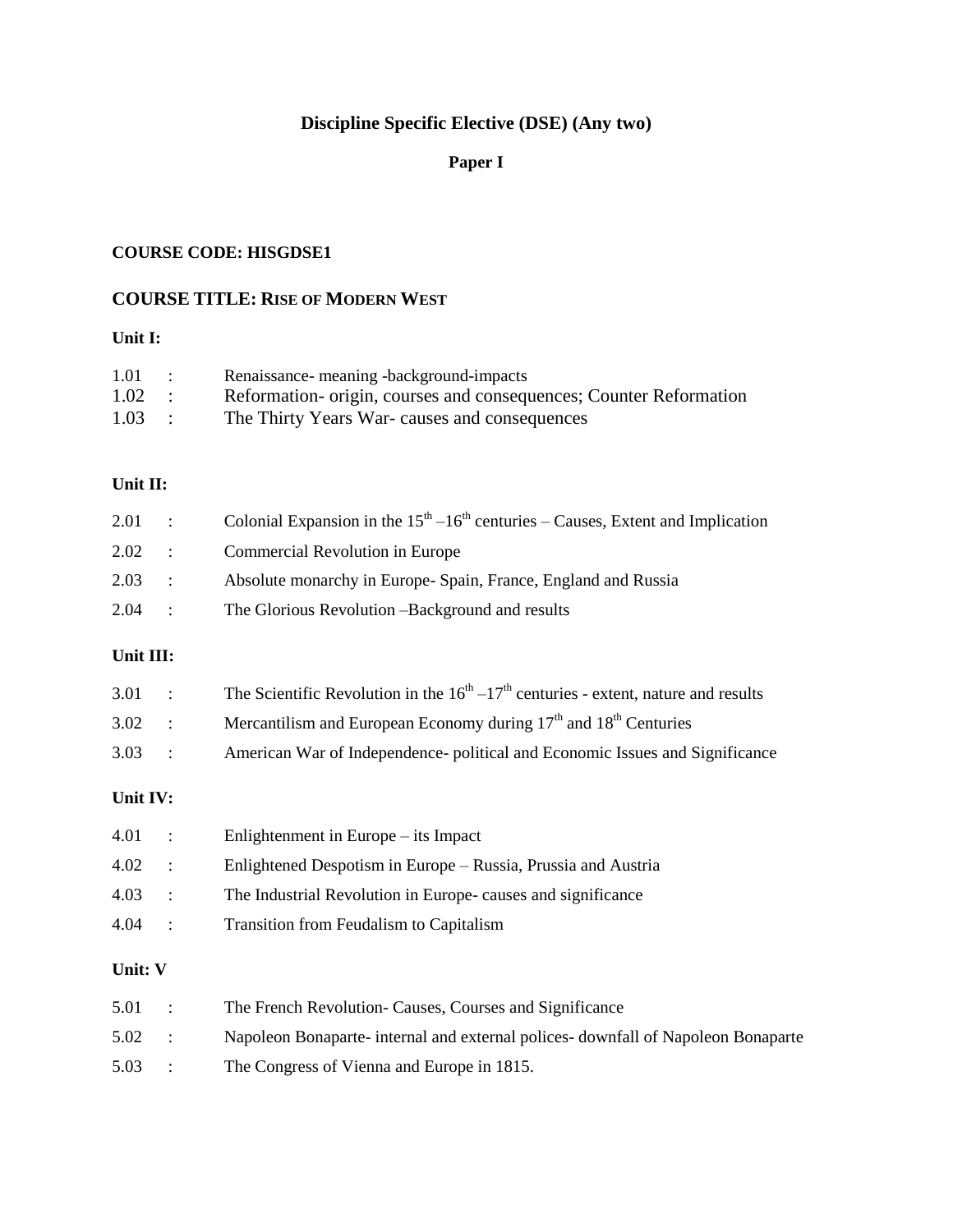## Discipline Specific Elective (DSE) (Any two)

### Paper I

**COURSE CODE: HISGDSE1**

### COURSE TITLE: RISE OF MODERN WEST

**Unit I:**

1.01 : Renaissance- meaning -background-impacts
1.02 : Reformation- origin, courses and consequences; Counter Reformation
1.03 : The Thirty Years War- causes and consequences

**Unit II:**

2.01 : Colonial Expansion in the $15^{th}$ –$16^{th}$ centuries – Causes, Extent and Implication
2.02 : Commercial Revolution in Europe
2.03 : Absolute monarchy in Europe- Spain, France, England and Russia
2.04 : The Glorious Revolution –Background and results

**Unit III:**

3.01 : The Scientific Revolution in the $16^{th}$ –$17^{th}$ centuries - extent, nature and results
3.02 : Mercantilism and European Economy during $17^{th}$ and $18^{th}$ Centuries
3.03 : American War of Independence- political and Economic Issues and Significance

**Unit IV:**

4.01 : Enlightenment in Europe – its Impact
4.02 : Enlightened Despotism in Europe – Russia, Prussia and Austria
4.03 : The Industrial Revolution in Europe- causes and significance
4.04 : Transition from Feudalism to Capitalism

**Unit: V**

5.01 : The French Revolution- Causes, Courses and Significance
5.02 : Napoleon Bonaparte- internal and external polices- downfall of Napoleon Bonaparte
5.03 : The Congress of Vienna and Europe in 1815.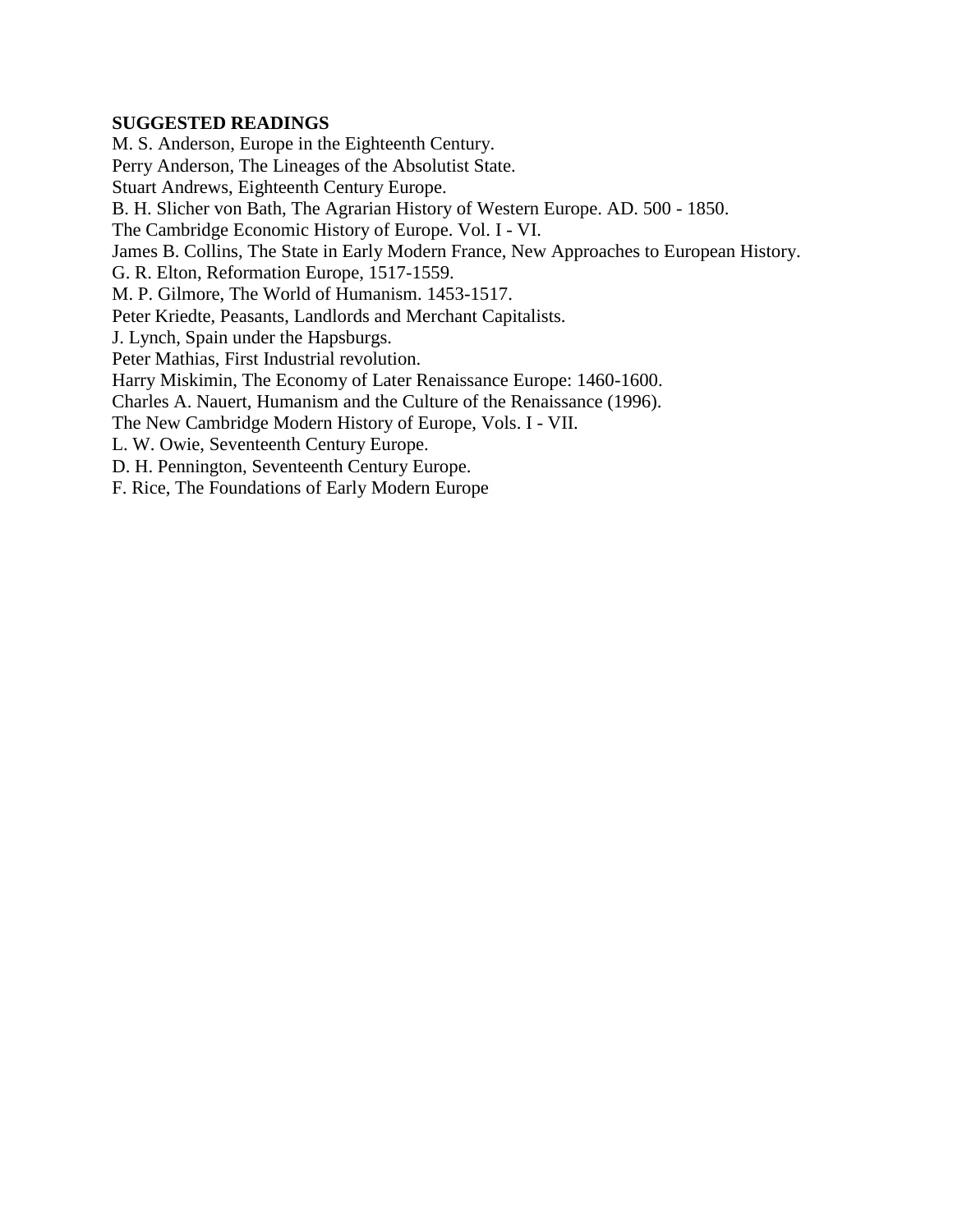**SUGGESTED READINGS**

M. S. Anderson, Europe in the Eighteenth Century.

Perry Anderson, The Lineages of the Absolutist State.

Stuart Andrews, Eighteenth Century Europe.

B. H. Slicher von Bath, The Agrarian History of Western Europe. AD. 500 - 1850.

The Cambridge Economic History of Europe. Vol. I - VI.

James B. Collins, The State in Early Modern France, New Approaches to European History.

G. R. Elton, Reformation Europe, 1517-1559.

M. P. Gilmore, The World of Humanism. 1453-1517.

Peter Kriedte, Peasants, Landlords and Merchant Capitalists.

J. Lynch, Spain under the Hapsburgs.

Peter Mathias, First Industrial revolution.

Harry Miskimin, The Economy of Later Renaissance Europe: 1460-1600.

Charles A. Nauert, Humanism and the Culture of the Renaissance (1996).

The New Cambridge Modern History of Europe, Vols. I - VII.

L. W. Owie, Seventeenth Century Europe.

D. H. Pennington, Seventeenth Century Europe.

F. Rice, The Foundations of Early Modern Europe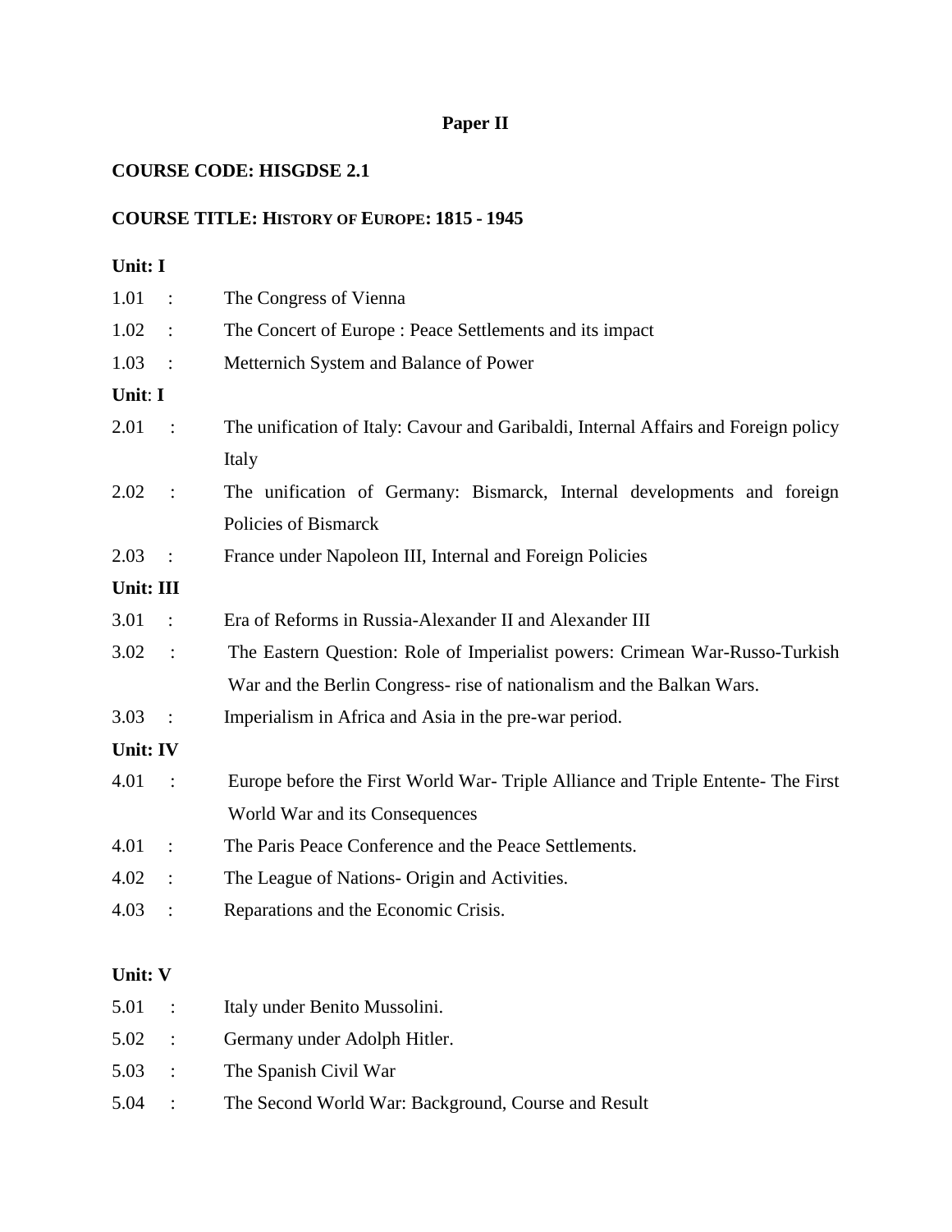## Paper II

**COURSE CODE: HISGDSE 2.1**

**COURSE TITLE: HISTORY OF EUROPE: 1815 - 1945**

**Unit: I**

1.01 : The Congress of Vienna

1.02 : The Concert of Europe : Peace Settlements and its impact

1.03 : Metternich System and Balance of Power

**Unit: I**

2.01 : The unification of Italy: Cavour and Garibaldi, Internal Affairs and Foreign policy Italy

2.02 : The unification of Germany: Bismarck, Internal developments and foreign Policies of Bismarck

2.03 : France under Napoleon III, Internal and Foreign Policies

**Unit: III**

3.01 : Era of Reforms in Russia-Alexander II and Alexander III

3.02 : The Eastern Question: Role of Imperialist powers: Crimean War-Russo-Turkish War and the Berlin Congress- rise of nationalism and the Balkan Wars.

3.03 : Imperialism in Africa and Asia in the pre-war period.

**Unit: IV**

4.01 : Europe before the First World War- Triple Alliance and Triple Entente- The First World War and its Consequences

4.01 : The Paris Peace Conference and the Peace Settlements.

4.02 : The League of Nations- Origin and Activities.

4.03 : Reparations and the Economic Crisis.

**Unit: V**

5.01 : Italy under Benito Mussolini.

5.02 : Germany under Adolph Hitler.

5.03 : The Spanish Civil War

5.04 : The Second World War: Background, Course and Result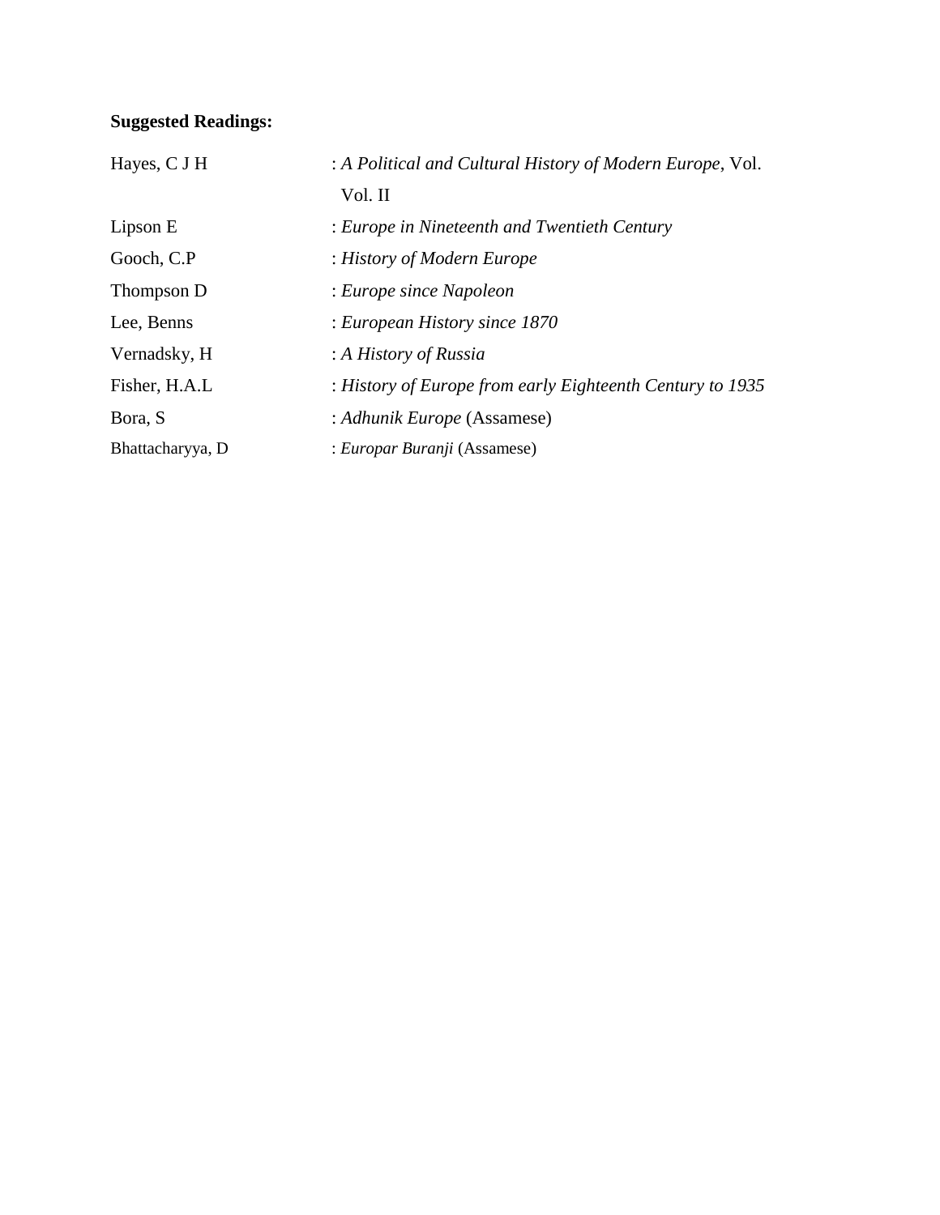**Suggested Readings:**

| | |
|---|---|
| Hayes, C J H | : *A Political and Cultural History of Modern Europe*, Vol. Vol. II |
| Lipson E | : *Europe in Nineteenth and Twentieth Century* |
| Gooch, C.P | : *History of Modern Europe* |
| Thompson D | : *Europe since Napoleon* |
| Lee, Benns | : *European History since 1870* |
| Vernadsky, H | : *A History of Russia* |
| Fisher, H.A.L | : *History of Europe from early Eighteenth Century to 1935* |
| Bora, S | : *Adhunik Europe* (Assamese) |
| Bhattacharyya, D | : *Europar Buranji* (Assamese) |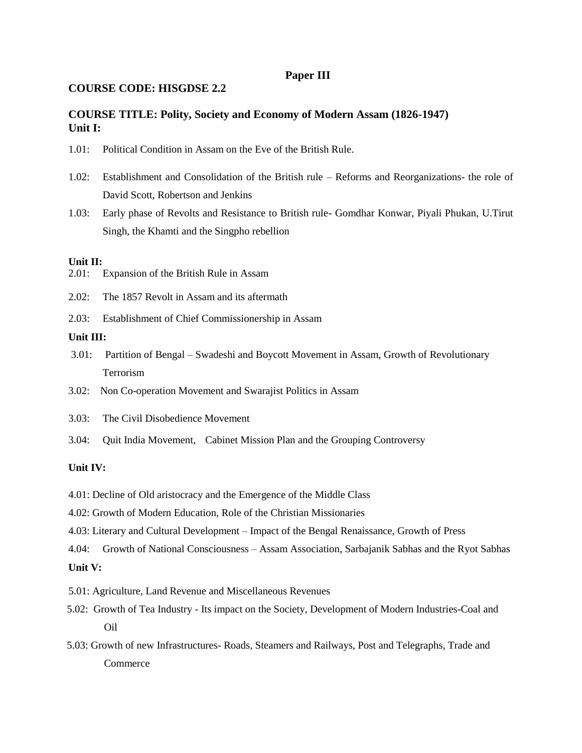## Paper III

**COURSE CODE: HISGDSE 2.2**

**COURSE TITLE: Polity, Society and Economy of Modern Assam (1826-1947)**

**Unit I:**

1.01: Political Condition in Assam on the Eve of the British Rule.

1.02: Establishment and Consolidation of the British rule – Reforms and Reorganizations- the role of David Scott, Robertson and Jenkins

1.03: Early phase of Revolts and Resistance to British rule- Gomdhar Konwar, Piyali Phukan, U.Tirut Singh, the Khamti and the Singpho rebellion

**Unit II:**

2.01: Expansion of the British Rule in Assam

2.02: The 1857 Revolt in Assam and its aftermath

2.03: Establishment of Chief Commissionership in Assam

**Unit III:**

3.01: Partition of Bengal – Swadeshi and Boycott Movement in Assam, Growth of Revolutionary Terrorism

3.02: Non Co-operation Movement and Swarajist Politics in Assam

3.03: The Civil Disobedience Movement

3.04: Quit India Movement, Cabinet Mission Plan and the Grouping Controversy

**Unit IV:**

4.01: Decline of Old aristocracy and the Emergence of the Middle Class

4.02: Growth of Modern Education, Role of the Christian Missionaries

4.03: Literary and Cultural Development – Impact of the Bengal Renaissance, Growth of Press

4.04: Growth of National Consciousness – Assam Association, Sarbajanik Sabhas and the Ryot Sabhas

**Unit V:**

5.01: Agriculture, Land Revenue and Miscellaneous Revenues

5.02: Growth of Tea Industry - Its impact on the Society, Development of Modern Industries-Coal and Oil

5.03: Growth of new Infrastructures- Roads, Steamers and Railways, Post and Telegraphs, Trade and Commerce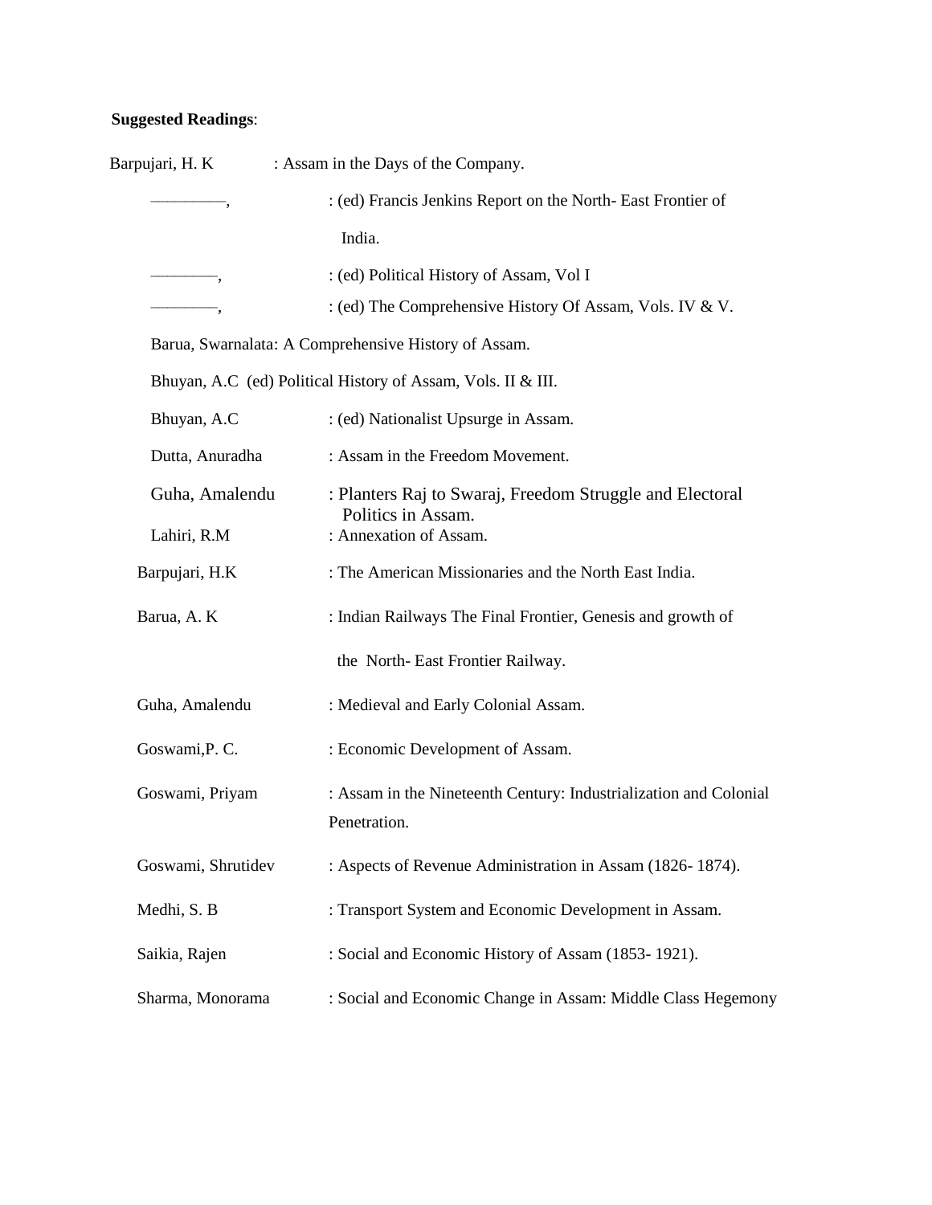**Suggested Readings**:

Barpujari, H. K : Assam in the Days of the Company.

————, : (ed) Francis Jenkins Report on the North- East Frontier of India.

————, : (ed) Political History of Assam, Vol I

————, : (ed) The Comprehensive History Of Assam, Vols. IV & V.

Barua, Swarnalata: A Comprehensive History of Assam.

Bhuyan, A.C (ed) Political History of Assam, Vols. II & III.

Bhuyan, A.C : (ed) Nationalist Upsurge in Assam.

Dutta, Anuradha : Assam in the Freedom Movement.

Guha, Amalendu : Planters Raj to Swaraj, Freedom Struggle and Electoral Politics in Assam.

Lahiri, R.M : Annexation of Assam.

Barpujari, H.K : The American Missionaries and the North East India.

Barua, A. K : Indian Railways The Final Frontier, Genesis and growth of the North- East Frontier Railway.

Guha, Amalendu : Medieval and Early Colonial Assam.

Goswami,P. C. : Economic Development of Assam.

Goswami, Priyam : Assam in the Nineteenth Century: Industrialization and Colonial Penetration.

Goswami, Shrutidev : Aspects of Revenue Administration in Assam (1826- 1874).

Medhi, S. B : Transport System and Economic Development in Assam.

Saikia, Rajen : Social and Economic History of Assam (1853- 1921).

Sharma, Monorama : Social and Economic Change in Assam: Middle Class Hegemony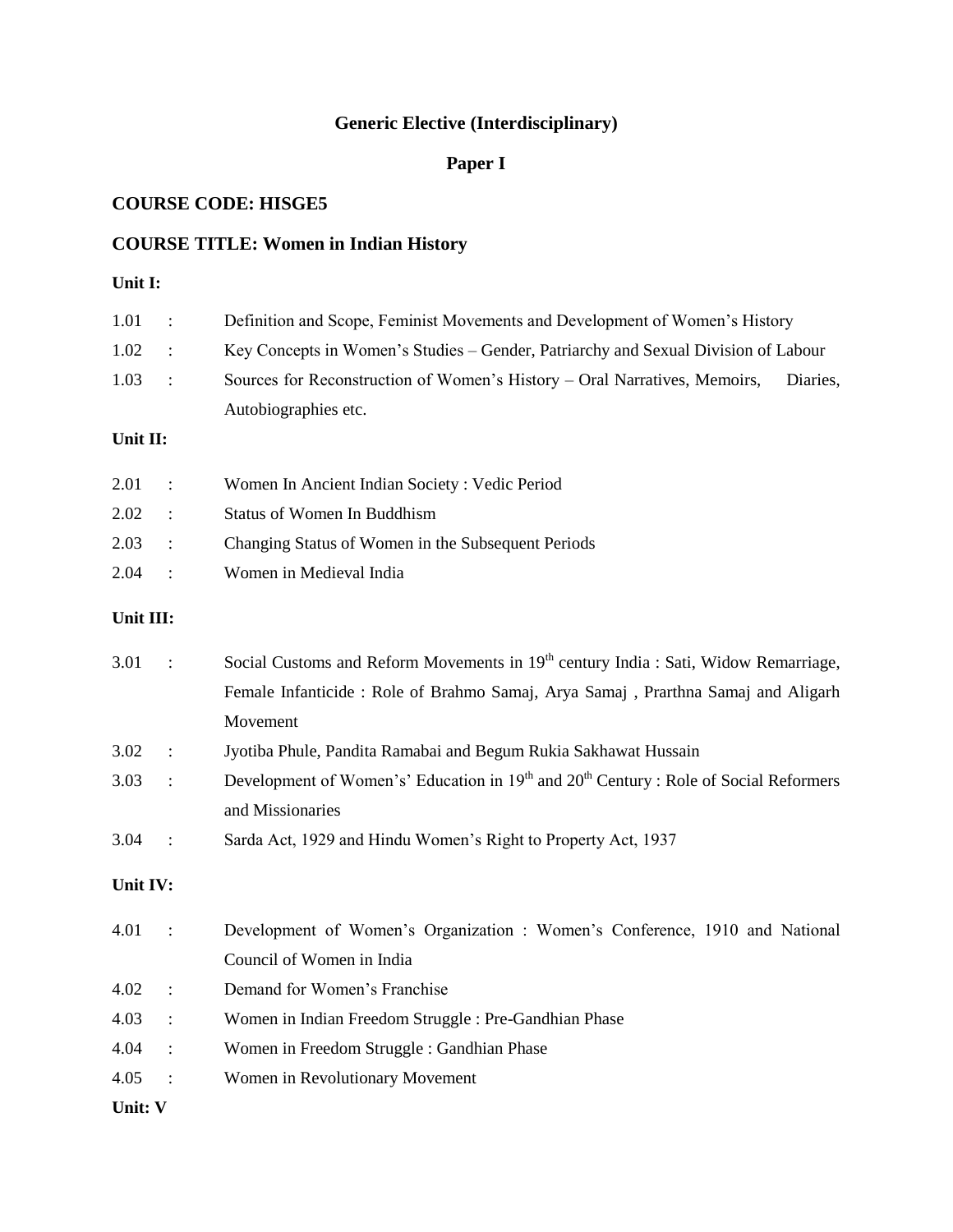## Generic Elective (Interdisciplinary)

## Paper I

### COURSE CODE: HISGE5

### COURSE TITLE: Women in Indian History

**Unit I:**

1.01 : Definition and Scope, Feminist Movements and Development of Women's History

1.02 : Key Concepts in Women's Studies – Gender, Patriarchy and Sexual Division of Labour

1.03 : Sources for Reconstruction of Women's History – Oral Narratives, Memoirs, Diaries, Autobiographies etc.

**Unit II:**

2.01 : Women In Ancient Indian Society : Vedic Period

2.02 : Status of Women In Buddhism

2.03 : Changing Status of Women in the Subsequent Periods

2.04 : Women in Medieval India

**Unit III:**

3.01 : Social Customs and Reform Movements in 19th century India : Sati, Widow Remarriage, Female Infanticide : Role of Brahmo Samaj, Arya Samaj , Prarthna Samaj and Aligarh Movement

3.02 : Jyotiba Phule, Pandita Ramabai and Begum Rukia Sakhawat Hussain

3.03 : Development of Women's' Education in 19th and 20th Century : Role of Social Reformers and Missionaries

3.04 : Sarda Act, 1929 and Hindu Women's Right to Property Act, 1937

**Unit IV:**

4.01 : Development of Women's Organization : Women's Conference, 1910 and National Council of Women in India

4.02 : Demand for Women's Franchise

4.03 : Women in Indian Freedom Struggle : Pre-Gandhian Phase

4.04 : Women in Freedom Struggle : Gandhian Phase

4.05 : Women in Revolutionary Movement

**Unit: V**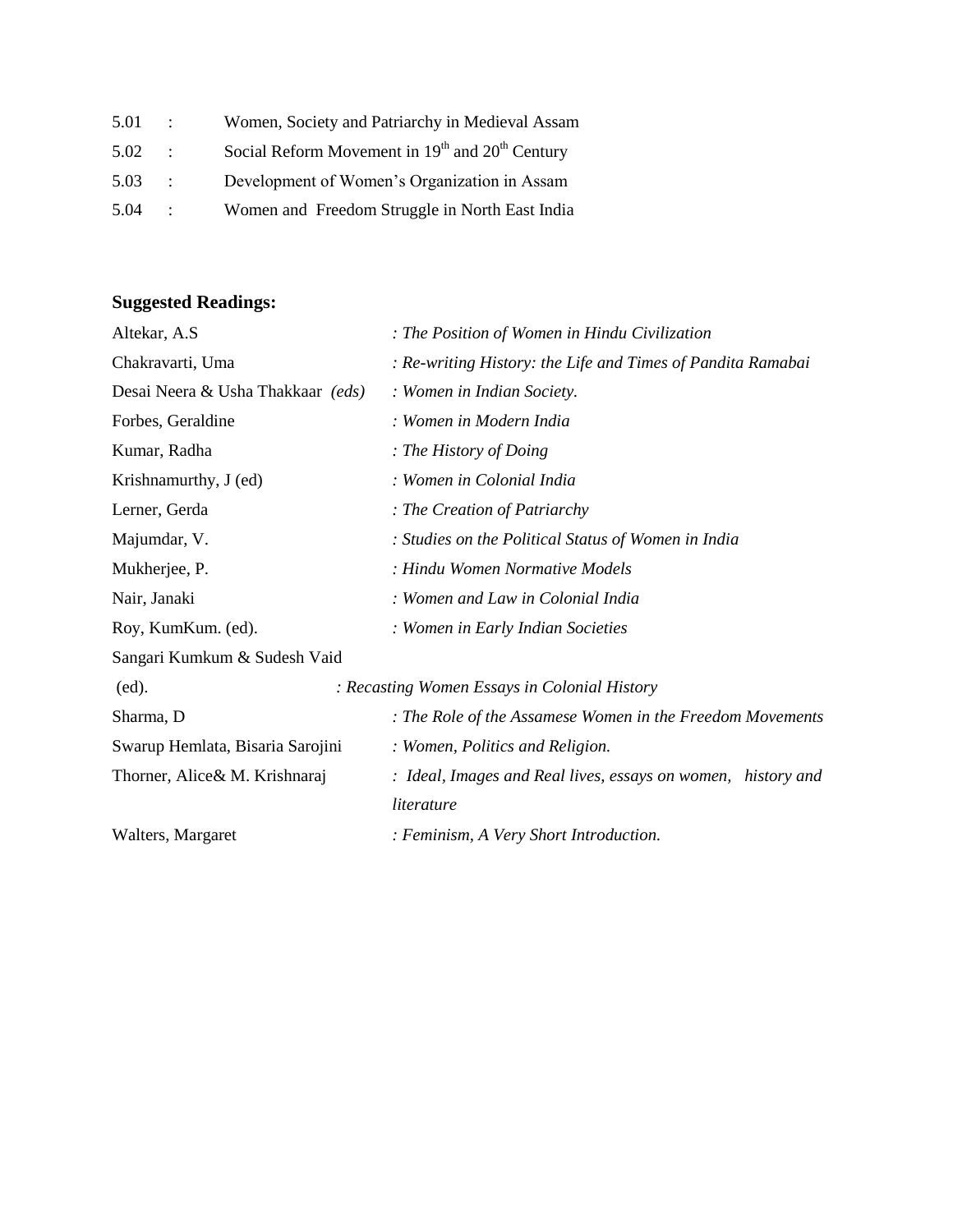5.01 : Women, Society and Patriarchy in Medieval Assam

5.02 : Social Reform Movement in 19th and 20th Century

5.03 : Development of Women's Organization in Assam

5.04 : Women and Freedom Struggle in North East India

**Suggested Readings:**

| | |
|---|---|
| Altekar, A.S | : *The Position of Women in Hindu Civilization* |
| Chakravarti, Uma | : *Re-writing History: the Life and Times of Pandita Ramabai* |
| Desai Neera & Usha Thakkaar *(eds)* | : *Women in Indian Society.* |
| Forbes, Geraldine | : *Women in Modern India* |
| Kumar, Radha | : *The History of Doing* |
| Krishnamurthy, J (ed) | : *Women in Colonial India* |
| Lerner, Gerda | : *The Creation of Patriarchy* |
| Majumdar, V. | : *Studies on the Political Status of Women in India* |
| Mukherjee, P. | : *Hindu Women Normative Models* |
| Nair, Janaki | : *Women and Law in Colonial India* |
| Roy, KumKum. (ed). | : *Women in Early Indian Societies* |
| Sangari Kumkum & Sudesh Vaid (ed). | : *Recasting Women Essays in Colonial History* |
| Sharma, D | : *The Role of the Assamese Women in the Freedom Movements* |
| Swarup Hemlata, Bisaria Sarojini | : *Women, Politics and Religion.* |
| Thorner, Alice& M. Krishnaraj | : *Ideal, Images and Real lives, essays on women, history and literature* |
| Walters, Margaret | : *Feminism, A Very Short Introduction.* |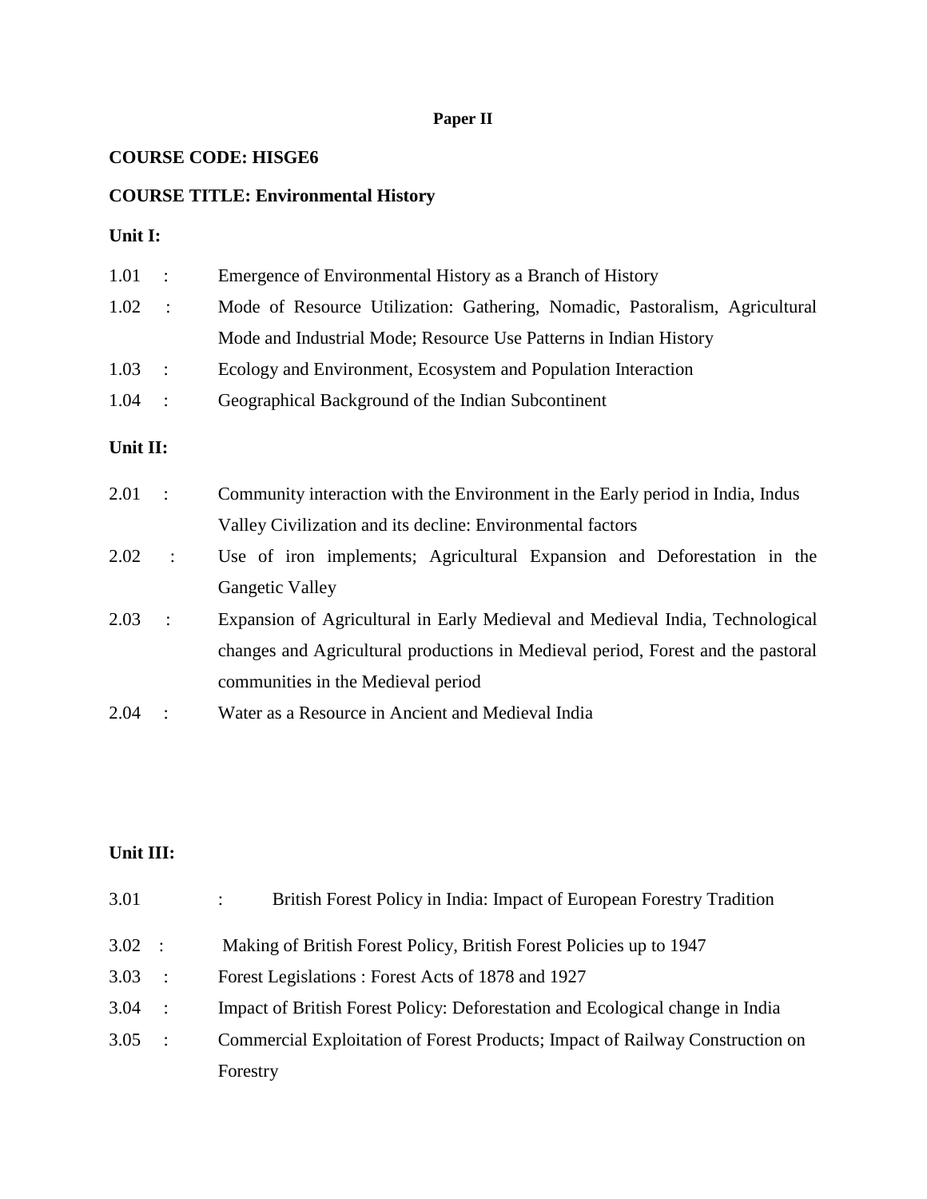**Paper II**

**COURSE CODE: HISGE6**

**COURSE TITLE: Environmental History**

**Unit I:**

1.01 : Emergence of Environmental History as a Branch of History

1.02 : Mode of Resource Utilization: Gathering, Nomadic, Pastoralism, Agricultural Mode and Industrial Mode; Resource Use Patterns in Indian History

1.03 : Ecology and Environment, Ecosystem and Population Interaction

1.04 : Geographical Background of the Indian Subcontinent

**Unit II:**

2.01 : Community interaction with the Environment in the Early period in India, Indus Valley Civilization and its decline: Environmental factors

2.02 : Use of iron implements; Agricultural Expansion and Deforestation in the Gangetic Valley

2.03 : Expansion of Agricultural in Early Medieval and Medieval India, Technological changes and Agricultural productions in Medieval period, Forest and the pastoral communities in the Medieval period

2.04 : Water as a Resource in Ancient and Medieval India

**Unit III:**

3.01 : British Forest Policy in India: Impact of European Forestry Tradition

3.02 : Making of British Forest Policy, British Forest Policies up to 1947

3.03 : Forest Legislations : Forest Acts of 1878 and 1927

3.04 : Impact of British Forest Policy: Deforestation and Ecological change in India

3.05 : Commercial Exploitation of Forest Products; Impact of Railway Construction on Forestry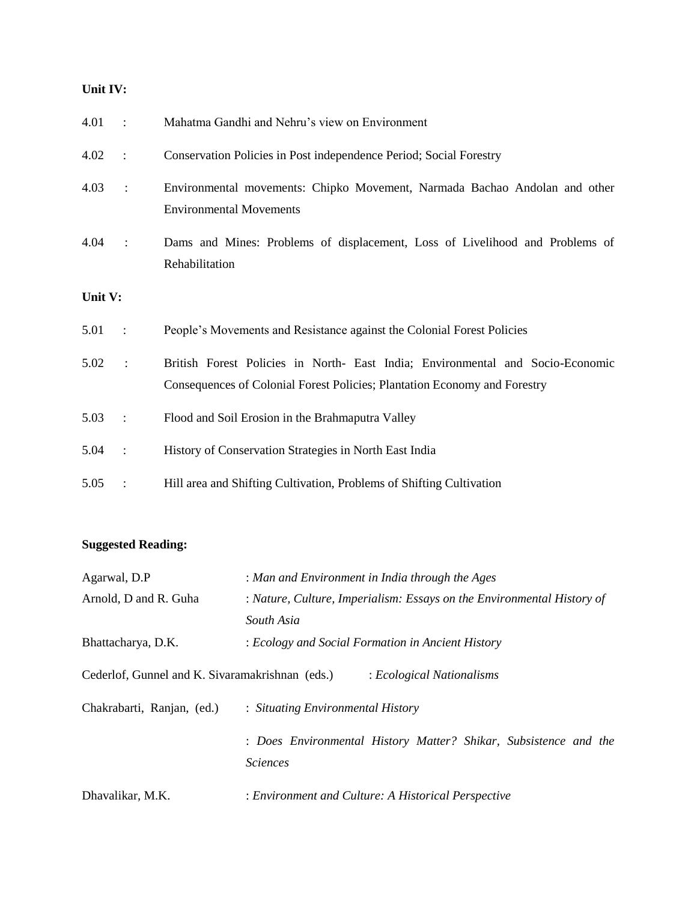**Unit IV:**

| | | |
|---|---|---|
| 4.01 | : | Mahatma Gandhi and Nehru's view on Environment |
| 4.02 | : | Conservation Policies in Post independence Period; Social Forestry |
| 4.03 | : | Environmental movements: Chipko Movement, Narmada Bachao Andolan and other Environmental Movements |
| 4.04 | : | Dams and Mines: Problems of displacement, Loss of Livelihood and Problems of Rehabilitation |

**Unit V:**

| | | |
|---|---|---|
| 5.01 | : | People's Movements and Resistance against the Colonial Forest Policies |
| 5.02 | : | British Forest Policies in North- East India; Environmental and Socio-Economic Consequences of Colonial Forest Policies; Plantation Economy and Forestry |
| 5.03 | : | Flood and Soil Erosion in the Brahmaputra Valley |
| 5.04 | : | History of Conservation Strategies in North East India |
| 5.05 | : | Hill area and Shifting Cultivation, Problems of Shifting Cultivation |

**Suggested Reading:**

| | |
|---|---|
| Agarwal, D.P | : *Man and Environment in India through the Ages* |
| Arnold, D and R. Guha | : *Nature, Culture, Imperialism: Essays on the Environmental History of South Asia* |
| Bhattacharya, D.K. | : *Ecology and Social Formation in Ancient History* |
| Cederlof, Gunnel and K. Sivaramakrishnan (eds.) | : *Ecological Nationalisms* |
| Chakrabarti, Ranjan, (ed.) | : *Situating Environmental History* |
| | : *Does Environmental History Matter? Shikar, Subsistence and the Sciences* |
| Dhavalikar, M.K. | : *Environment and Culture: A Historical Perspective* |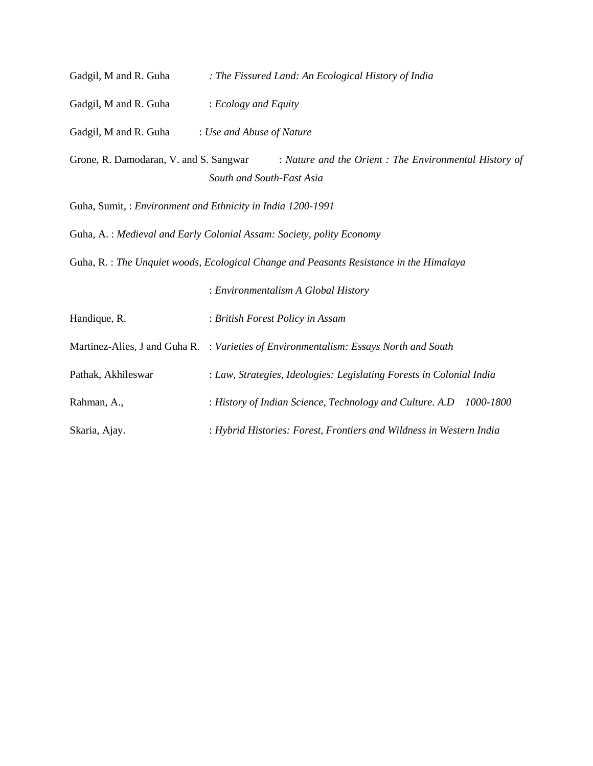Gadgil, M and R. Guha : *The Fissured Land: An Ecological History of India*

Gadgil, M and R. Guha : *Ecology and Equity*

Gadgil, M and R. Guha : *Use and Abuse of Nature*

Grone, R. Damodaran, V. and S. Sangwar : *Nature and the Orient : The Environmental History of South and South-East Asia*

Guha, Sumit, : *Environment and Ethnicity in India 1200-1991*

Guha, A. : *Medieval and Early Colonial Assam: Society, polity Economy*

Guha, R. : *The Unquiet woods, Ecological Change and Peasants Resistance in the Himalaya*

: *Environmentalism A Global History*

Handique, R. : *British Forest Policy in Assam*

Martinez-Alies, J and Guha R. : *Varieties of Environmentalism: Essays North and South*

Pathak, Akhileswar : *Law, Strategies, Ideologies: Legislating Forests in Colonial India*

Rahman, A., : *History of Indian Science, Technology and Culture. A.D 1000-1800*

Skaria, Ajay. : *Hybrid Histories: Forest, Frontiers and Wildness in Western India*